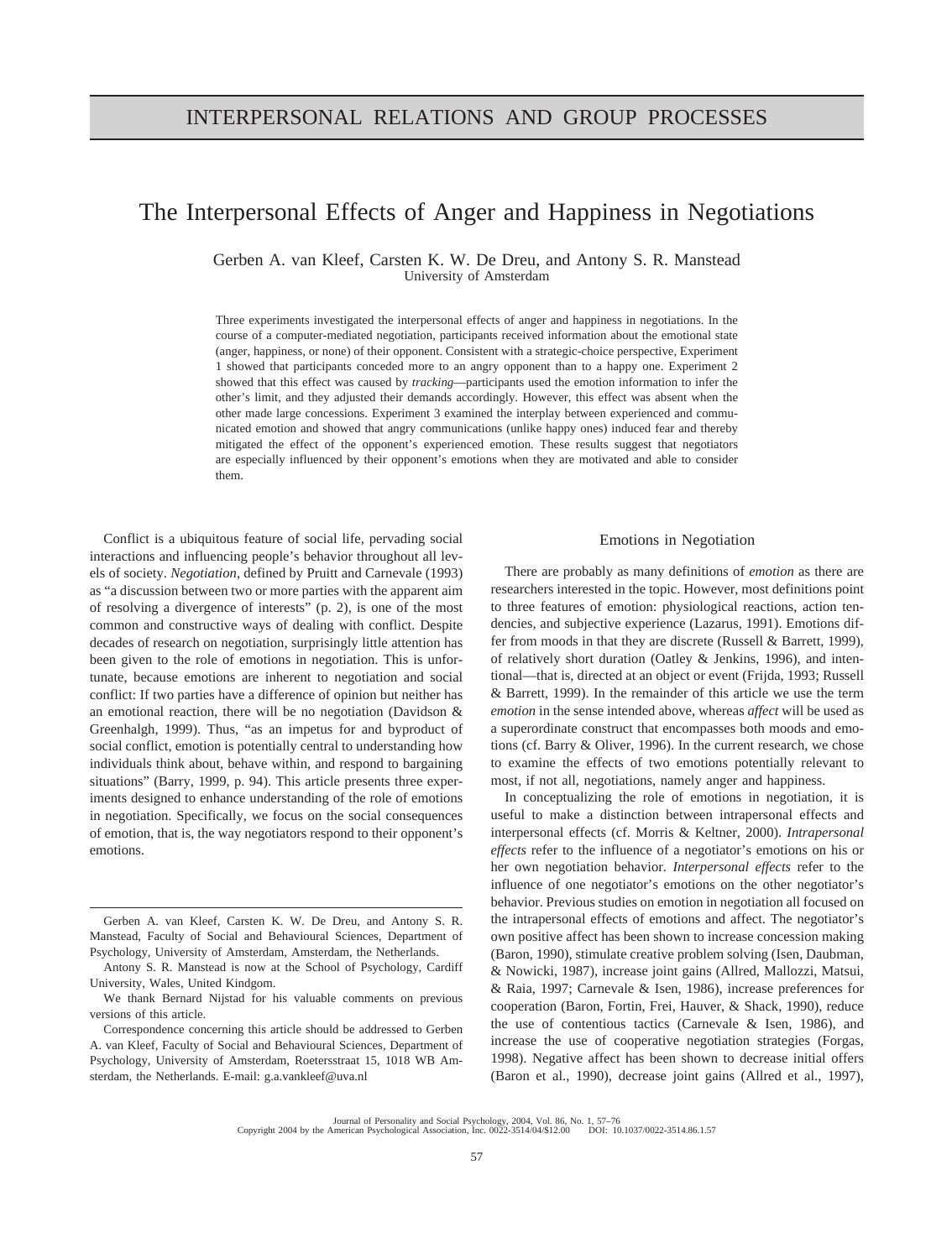INTERPERSONAL RELATIONS AND GROUP PROCESSES

# The Interpersonal Effects of Anger and Happiness in Negotiations

Gerben A. van Kleef, Carsten K. W. De Dreu, and Antony S. R. Manstead
University of Amsterdam

Three experiments investigated the interpersonal effects of anger and happiness in negotiations. In the course of a computer-mediated negotiation, participants received information about the emotional state (anger, happiness, or none) of their opponent. Consistent with a strategic-choice perspective, Experiment 1 showed that participants conceded more to an angry opponent than to a happy one. Experiment 2 showed that this effect was caused by *tracking*—participants used the emotion information to infer the other's limit, and they adjusted their demands accordingly. However, this effect was absent when the other made large concessions. Experiment 3 examined the interplay between experienced and communicated emotion and showed that angry communications (unlike happy ones) induced fear and thereby mitigated the effect of the opponent's experienced emotion. These results suggest that negotiators are especially influenced by their opponent's emotions when they are motivated and able to consider them.

Conflict is a ubiquitous feature of social life, pervading social interactions and influencing people's behavior throughout all levels of society. *Negotiation*, defined by Pruitt and Carnevale (1993) as "a discussion between two or more parties with the apparent aim of resolving a divergence of interests" (p. 2), is one of the most common and constructive ways of dealing with conflict. Despite decades of research on negotiation, surprisingly little attention has been given to the role of emotions in negotiation. This is unfortunate, because emotions are inherent to negotiation and social conflict: If two parties have a difference of opinion but neither has an emotional reaction, there will be no negotiation (Davidson & Greenhalgh, 1999). Thus, "as an impetus for and byproduct of social conflict, emotion is potentially central to understanding how individuals think about, behave within, and respond to bargaining situations" (Barry, 1999, p. 94). This article presents three experiments designed to enhance understanding of the role of emotions in negotiation. Specifically, we focus on the social consequences of emotion, that is, the way negotiators respond to their opponent's emotions.

Gerben A. van Kleef, Carsten K. W. De Dreu, and Antony S. R. Manstead, Faculty of Social and Behavioural Sciences, Department of Psychology, University of Amsterdam, Amsterdam, the Netherlands.

Antony S. R. Manstead is now at the School of Psychology, Cardiff University, Wales, United Kindgom.

We thank Bernard Nijstad for his valuable comments on previous versions of this article.

Correspondence concerning this article should be addressed to Gerben A. van Kleef, Faculty of Social and Behavioural Sciences, Department of Psychology, University of Amsterdam, Roetersstraat 15, 1018 WB Amsterdam, the Netherlands. E-mail: g.a.vankleef@uva.nl

## Emotions in Negotiation

There are probably as many definitions of *emotion* as there are researchers interested in the topic. However, most definitions point to three features of emotion: physiological reactions, action tendencies, and subjective experience (Lazarus, 1991). Emotions differ from moods in that they are discrete (Russell & Barrett, 1999), of relatively short duration (Oatley & Jenkins, 1996), and intentional—that is, directed at an object or event (Frijda, 1993; Russell & Barrett, 1999). In the remainder of this article we use the term *emotion* in the sense intended above, whereas *affect* will be used as a superordinate construct that encompasses both moods and emotions (cf. Barry & Oliver, 1996). In the current research, we chose to examine the effects of two emotions potentially relevant to most, if not all, negotiations, namely anger and happiness.

In conceptualizing the role of emotions in negotiation, it is useful to make a distinction between intrapersonal effects and interpersonal effects (cf. Morris & Keltner, 2000). *Intrapersonal effects* refer to the influence of a negotiator's emotions on his or her own negotiation behavior. *Interpersonal effects* refer to the influence of one negotiator's emotions on the other negotiator's behavior. Previous studies on emotion in negotiation all focused on the intrapersonal effects of emotions and affect. The negotiator's own positive affect has been shown to increase concession making (Baron, 1990), stimulate creative problem solving (Isen, Daubman, & Nowicki, 1987), increase joint gains (Allred, Mallozzi, Matsui, & Raia, 1997; Carnevale & Isen, 1986), increase preferences for cooperation (Baron, Fortin, Frei, Hauver, & Shack, 1990), reduce the use of contentious tactics (Carnevale & Isen, 1986), and increase the use of cooperative negotiation strategies (Forgas, 1998). Negative affect has been shown to decrease initial offers (Baron et al., 1990), decrease joint gains (Allred et al., 1997),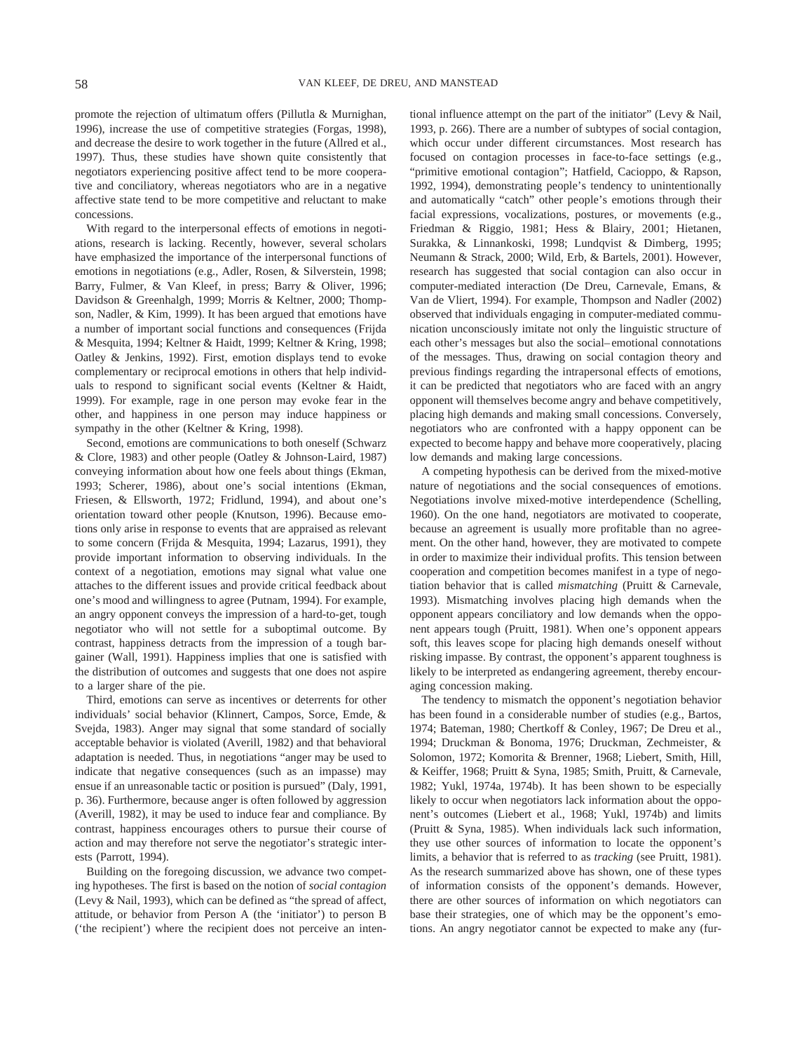promote the rejection of ultimatum offers (Pillutla & Murnighan, 1996), increase the use of competitive strategies (Forgas, 1998), and decrease the desire to work together in the future (Allred et al., 1997). Thus, these studies have shown quite consistently that negotiators experiencing positive affect tend to be more cooperative and conciliatory, whereas negotiators who are in a negative affective state tend to be more competitive and reluctant to make concessions.

With regard to the interpersonal effects of emotions in negotiations, research is lacking. Recently, however, several scholars have emphasized the importance of the interpersonal functions of emotions in negotiations (e.g., Adler, Rosen, & Silverstein, 1998; Barry, Fulmer, & Van Kleef, in press; Barry & Oliver, 1996; Davidson & Greenhalgh, 1999; Morris & Keltner, 2000; Thompson, Nadler, & Kim, 1999). It has been argued that emotions have a number of important social functions and consequences (Frijda & Mesquita, 1994; Keltner & Haidt, 1999; Keltner & Kring, 1998; Oatley & Jenkins, 1992). First, emotion displays tend to evoke complementary or reciprocal emotions in others that help individuals to respond to significant social events (Keltner & Haidt, 1999). For example, rage in one person may evoke fear in the other, and happiness in one person may induce happiness or sympathy in the other (Keltner & Kring, 1998).

Second, emotions are communications to both oneself (Schwarz & Clore, 1983) and other people (Oatley & Johnson-Laird, 1987) conveying information about how one feels about things (Ekman, 1993; Scherer, 1986), about one's social intentions (Ekman, Friesen, & Ellsworth, 1972; Fridlund, 1994), and about one's orientation toward other people (Knutson, 1996). Because emotions only arise in response to events that are appraised as relevant to some concern (Frijda & Mesquita, 1994; Lazarus, 1991), they provide important information to observing individuals. In the context of a negotiation, emotions may signal what value one attaches to the different issues and provide critical feedback about one's mood and willingness to agree (Putnam, 1994). For example, an angry opponent conveys the impression of a hard-to-get, tough negotiator who will not settle for a suboptimal outcome. By contrast, happiness detracts from the impression of a tough bargainer (Wall, 1991). Happiness implies that one is satisfied with the distribution of outcomes and suggests that one does not aspire to a larger share of the pie.

Third, emotions can serve as incentives or deterrents for other individuals' social behavior (Klinnert, Campos, Sorce, Emde, & Svejda, 1983). Anger may signal that some standard of socially acceptable behavior is violated (Averill, 1982) and that behavioral adaptation is needed. Thus, in negotiations "anger may be used to indicate that negative consequences (such as an impasse) may ensue if an unreasonable tactic or position is pursued" (Daly, 1991, p. 36). Furthermore, because anger is often followed by aggression (Averill, 1982), it may be used to induce fear and compliance. By contrast, happiness encourages others to pursue their course of action and may therefore not serve the negotiator's strategic interests (Parrott, 1994).

Building on the foregoing discussion, we advance two competing hypotheses. The first is based on the notion of *social contagion* (Levy & Nail, 1993), which can be defined as "the spread of affect, attitude, or behavior from Person A (the 'initiator') to person B ('the recipient') where the recipient does not perceive an intentional influence attempt on the part of the initiator" (Levy & Nail, 1993, p. 266). There are a number of subtypes of social contagion, which occur under different circumstances. Most research has focused on contagion processes in face-to-face settings (e.g., "primitive emotional contagion"; Hatfield, Cacioppo, & Rapson, 1992, 1994), demonstrating people's tendency to unintentionally and automatically "catch" other people's emotions through their facial expressions, vocalizations, postures, or movements (e.g., Friedman & Riggio, 1981; Hess & Blairy, 2001; Hietanen, Surakka, & Linnankoski, 1998; Lundqvist & Dimberg, 1995; Neumann & Strack, 2000; Wild, Erb, & Bartels, 2001). However, research has suggested that social contagion can also occur in computer-mediated interaction (De Dreu, Carnevale, Emans, & Van de Vliert, 1994). For example, Thompson and Nadler (2002) observed that individuals engaging in computer-mediated communication unconsciously imitate not only the linguistic structure of each other's messages but also the social–emotional connotations of the messages. Thus, drawing on social contagion theory and previous findings regarding the intrapersonal effects of emotions, it can be predicted that negotiators who are faced with an angry opponent will themselves become angry and behave competitively, placing high demands and making small concessions. Conversely, negotiators who are confronted with a happy opponent can be expected to become happy and behave more cooperatively, placing low demands and making large concessions.

A competing hypothesis can be derived from the mixed-motive nature of negotiations and the social consequences of emotions. Negotiations involve mixed-motive interdependence (Schelling, 1960). On the one hand, negotiators are motivated to cooperate, because an agreement is usually more profitable than no agreement. On the other hand, however, they are motivated to compete in order to maximize their individual profits. This tension between cooperation and competition becomes manifest in a type of negotiation behavior that is called *mismatching* (Pruitt & Carnevale, 1993). Mismatching involves placing high demands when the opponent appears conciliatory and low demands when the opponent appears tough (Pruitt, 1981). When one's opponent appears soft, this leaves scope for placing high demands oneself without risking impasse. By contrast, the opponent's apparent toughness is likely to be interpreted as endangering agreement, thereby encouraging concession making.

The tendency to mismatch the opponent's negotiation behavior has been found in a considerable number of studies (e.g., Bartos, 1974; Bateman, 1980; Chertkoff & Conley, 1967; De Dreu et al., 1994; Druckman & Bonoma, 1976; Druckman, Zechmeister, & Solomon, 1972; Komorita & Brenner, 1968; Liebert, Smith, Hill, & Keiffer, 1968; Pruitt & Syna, 1985; Smith, Pruitt, & Carnevale, 1982; Yukl, 1974a, 1974b). It has been shown to be especially likely to occur when negotiators lack information about the opponent's outcomes (Liebert et al., 1968; Yukl, 1974b) and limits (Pruitt & Syna, 1985). When individuals lack such information, they use other sources of information to locate the opponent's limits, a behavior that is referred to as *tracking* (see Pruitt, 1981). As the research summarized above has shown, one of these types of information consists of the opponent's demands. However, there are other sources of information on which negotiators can base their strategies, one of which may be the opponent's emotions. An angry negotiator cannot be expected to make any (fur-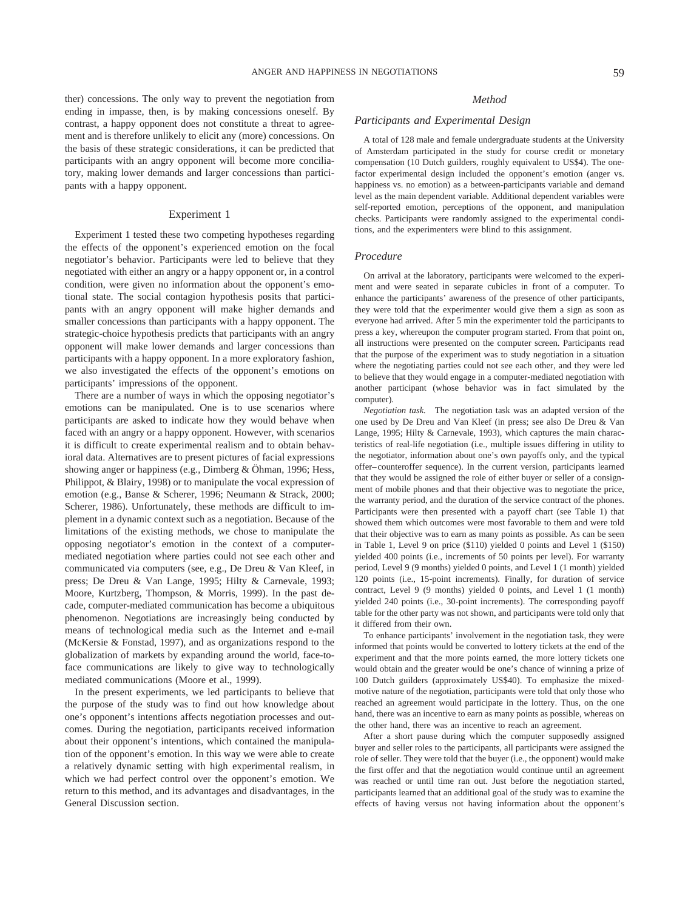ther) concessions. The only way to prevent the negotiation from ending in impasse, then, is by making concessions oneself. By contrast, a happy opponent does not constitute a threat to agreement and is therefore unlikely to elicit any (more) concessions. On the basis of these strategic considerations, it can be predicted that participants with an angry opponent will become more conciliatory, making lower demands and larger concessions than participants with a happy opponent.

## Experiment 1

Experiment 1 tested these two competing hypotheses regarding the effects of the opponent's experienced emotion on the focal negotiator's behavior. Participants were led to believe that they negotiated with either an angry or a happy opponent or, in a control condition, were given no information about the opponent's emotional state. The social contagion hypothesis posits that participants with an angry opponent will make higher demands and smaller concessions than participants with a happy opponent. The strategic-choice hypothesis predicts that participants with an angry opponent will make lower demands and larger concessions than participants with a happy opponent. In a more exploratory fashion, we also investigated the effects of the opponent's emotions on participants' impressions of the opponent.

There are a number of ways in which the opposing negotiator's emotions can be manipulated. One is to use scenarios where participants are asked to indicate how they would behave when faced with an angry or a happy opponent. However, with scenarios it is difficult to create experimental realism and to obtain behavioral data. Alternatives are to present pictures of facial expressions showing anger or happiness (e.g., Dimberg & Öhman, 1996; Hess, Philippot, & Blairy, 1998) or to manipulate the vocal expression of emotion (e.g., Banse & Scherer, 1996; Neumann & Strack, 2000; Scherer, 1986). Unfortunately, these methods are difficult to implement in a dynamic context such as a negotiation. Because of the limitations of the existing methods, we chose to manipulate the opposing negotiator's emotion in the context of a computer-mediated negotiation where parties could not see each other and communicated via computers (see, e.g., De Dreu & Van Kleef, in press; De Dreu & Van Lange, 1995; Hilty & Carnevale, 1993; Moore, Kurtzberg, Thompson, & Morris, 1999). In the past decade, computer-mediated communication has become a ubiquitous phenomenon. Negotiations are increasingly being conducted by means of technological media such as the Internet and e-mail (McKersie & Fonstad, 1997), and as organizations respond to the globalization of markets by expanding around the world, face-to-face communications are likely to give way to technologically mediated communications (Moore et al., 1999).

In the present experiments, we led participants to believe that the purpose of the study was to find out how knowledge about one's opponent's intentions affects negotiation processes and outcomes. During the negotiation, participants received information about their opponent's intentions, which contained the manipulation of the opponent's emotion. In this way we were able to create a relatively dynamic setting with high experimental realism, in which we had perfect control over the opponent's emotion. We return to this method, and its advantages and disadvantages, in the General Discussion section.

### *Method*

#### *Participants and Experimental Design*

A total of 128 male and female undergraduate students at the University of Amsterdam participated in the study for course credit or monetary compensation (10 Dutch guilders, roughly equivalent to US$4). The one-factor experimental design included the opponent's emotion (anger vs. happiness vs. no emotion) as a between-participants variable and demand level as the main dependent variable. Additional dependent variables were self-reported emotion, perceptions of the opponent, and manipulation checks. Participants were randomly assigned to the experimental conditions, and the experimenters were blind to this assignment.

#### *Procedure*

On arrival at the laboratory, participants were welcomed to the experiment and were seated in separate cubicles in front of a computer. To enhance the participants' awareness of the presence of other participants, they were told that the experimenter would give them a sign as soon as everyone had arrived. After 5 min the experimenter told the participants to press a key, whereupon the computer program started. From that point on, all instructions were presented on the computer screen. Participants read that the purpose of the experiment was to study negotiation in a situation where the negotiating parties could not see each other, and they were led to believe that they would engage in a computer-mediated negotiation with another participant (whose behavior was in fact simulated by the computer).

*Negotiation task.* The negotiation task was an adapted version of the one used by De Dreu and Van Kleef (in press; see also De Dreu & Van Lange, 1995; Hilty & Carnevale, 1993), which captures the main characteristics of real-life negotiation (i.e., multiple issues differing in utility to the negotiator, information about one's own payoffs only, and the typical offer–counteroffer sequence). In the current version, participants learned that they would be assigned the role of either buyer or seller of a consignment of mobile phones and that their objective was to negotiate the price, the warranty period, and the duration of the service contract of the phones. Participants were then presented with a payoff chart (see Table 1) that showed them which outcomes were most favorable to them and were told that their objective was to earn as many points as possible. As can be seen in Table 1, Level 9 on price ($110) yielded 0 points and Level 1 ($150) yielded 400 points (i.e., increments of 50 points per level). For warranty period, Level 9 (9 months) yielded 0 points, and Level 1 (1 month) yielded 120 points (i.e., 15-point increments). Finally, for duration of service contract, Level 9 (9 months) yielded 0 points, and Level 1 (1 month) yielded 240 points (i.e., 30-point increments). The corresponding payoff table for the other party was not shown, and participants were told only that it differed from their own.

To enhance participants' involvement in the negotiation task, they were informed that points would be converted to lottery tickets at the end of the experiment and that the more points earned, the more lottery tickets one would obtain and the greater would be one's chance of winning a prize of 100 Dutch guilders (approximately US$40). To emphasize the mixed-motive nature of the negotiation, participants were told that only those who reached an agreement would participate in the lottery. Thus, on the one hand, there was an incentive to earn as many points as possible, whereas on the other hand, there was an incentive to reach an agreement.

After a short pause during which the computer supposedly assigned buyer and seller roles to the participants, all participants were assigned the role of seller. They were told that the buyer (i.e., the opponent) would make the first offer and that the negotiation would continue until an agreement was reached or until time ran out. Just before the negotiation started, participants learned that an additional goal of the study was to examine the effects of having versus not having information about the opponent's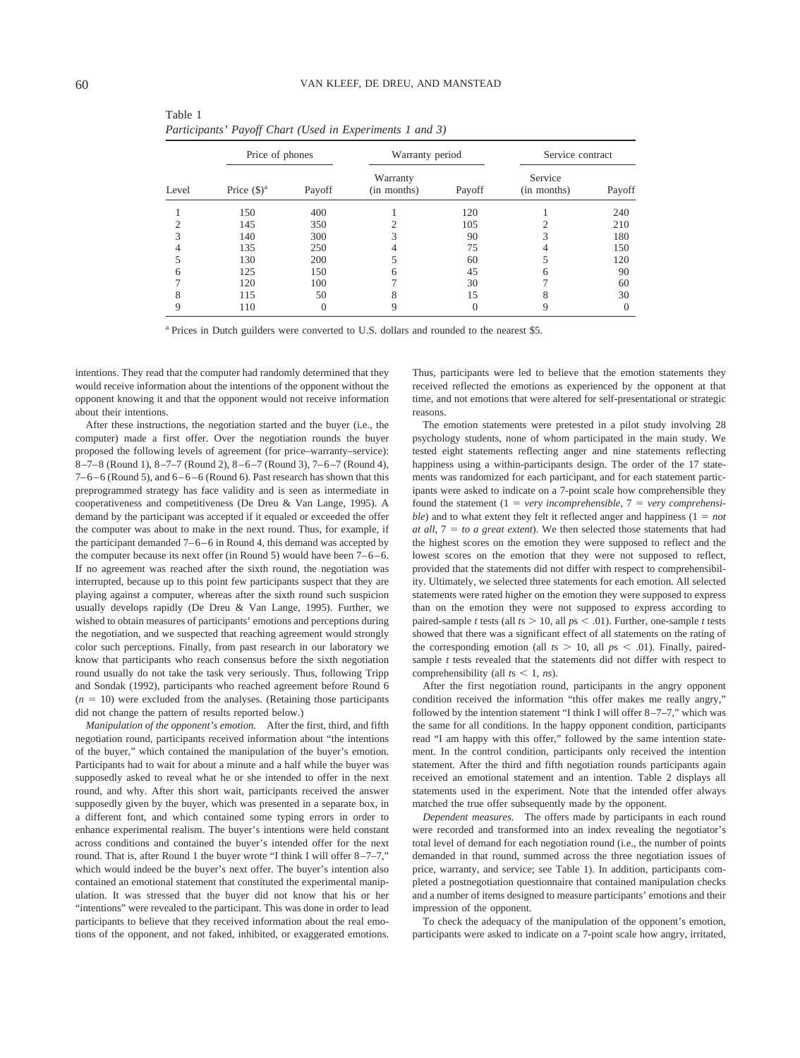Table 1
*Participants' Payoff Chart (Used in Experiments 1 and 3)*

| Level | Price of phones | | Warranty period | | Service contract | |
|---|---|---|---|---|---|---|
| | Price ($)[a] | Payoff | Warranty (in months) | Payoff | Service (in months) | Payoff |
| 1 | 150 | 400 | 1 | 120 | 1 | 240 |
| 2 | 145 | 350 | 2 | 105 | 2 | 210 |
| 3 | 140 | 300 | 3 | 90 | 3 | 180 |
| 4 | 135 | 250 | 4 | 75 | 4 | 150 |
| 5 | 130 | 200 | 5 | 60 | 5 | 120 |
| 6 | 125 | 150 | 6 | 45 | 6 | 90 |
| 7 | 120 | 100 | 7 | 30 | 7 | 60 |
| 8 | 115 | 50 | 8 | 15 | 8 | 30 |
| 9 | 110 | 0 | 9 | 0 | 9 | 0 |

[a] Prices in Dutch guilders were converted to U.S. dollars and rounded to the nearest $5.

intentions. They read that the computer had randomly determined that they would receive information about the intentions of the opponent without the opponent knowing it and that the opponent would not receive information about their intentions.

After these instructions, the negotiation started and the buyer (i.e., the computer) made a first offer. Over the negotiation rounds the buyer proposed the following levels of agreement (for price–warranty–service): 8–7–8 (Round 1), 8–7–7 (Round 2), 8–6–7 (Round 3), 7–6–7 (Round 4), 7–6–6 (Round 5), and 6–6–6 (Round 6). Past research has shown that this preprogrammed strategy has face validity and is seen as intermediate in cooperativeness and competitiveness (De Dreu & Van Lange, 1995). A demand by the participant was accepted if it equaled or exceeded the offer the computer was about to make in the next round. Thus, for example, if the participant demanded 7–6–6 in Round 4, this demand was accepted by the computer because its next offer (in Round 5) would have been 7–6–6. If no agreement was reached after the sixth round, the negotiation was interrupted, because up to this point few participants suspect that they are playing against a computer, whereas after the sixth round such suspicion usually develops rapidly (De Dreu & Van Lange, 1995). Further, we wished to obtain measures of participants' emotions and perceptions during the negotiation, and we suspected that reaching agreement would strongly color such perceptions. Finally, from past research in our laboratory we know that participants who reach consensus before the sixth negotiation round usually do not take the task very seriously. Thus, following Tripp and Sondak (1992), participants who reached agreement before Round 6 ($n = 10$) were excluded from the analyses. (Retaining those participants did not change the pattern of results reported below.)

*Manipulation of the opponent's emotion.* After the first, third, and fifth negotiation round, participants received information about "the intentions of the buyer," which contained the manipulation of the buyer's emotion. Participants had to wait for about a minute and a half while the buyer was supposedly asked to reveal what he or she intended to offer in the next round, and why. After this short wait, participants received the answer supposedly given by the buyer, which was presented in a separate box, in a different font, and which contained some typing errors in order to enhance experimental realism. The buyer's intentions were held constant across conditions and contained the buyer's intended offer for the next round. That is, after Round 1 the buyer wrote "I think I will offer 8–7–7," which would indeed be the buyer's next offer. The buyer's intention also contained an emotional statement that constituted the experimental manipulation. It was stressed that the buyer did not know that his or her "intentions" were revealed to the participant. This was done in order to lead participants to believe that they received information about the real emotions of the opponent, and not faked, inhibited, or exaggerated emotions. Thus, participants were led to believe that the emotion statements they received reflected the emotions as experienced by the opponent at that time, and not emotions that were altered for self-presentational or strategic reasons.

The emotion statements were pretested in a pilot study involving 28 psychology students, none of whom participated in the main study. We tested eight statements reflecting anger and nine statements reflecting happiness using a within-participants design. The order of the 17 statements was randomized for each participant, and for each statement participants were asked to indicate on a 7-point scale how comprehensible they found the statement (1 = *very incomprehensible*, 7 = *very comprehensible*) and to what extent they felt it reflected anger and happiness (1 = *not at all*, 7 = *to a great extent*). We then selected those statements that had the highest scores on the emotion they were supposed to reflect and the lowest scores on the emotion that they were not supposed to reflect, provided that the statements did not differ with respect to comprehensibility. Ultimately, we selected three statements for each emotion. All selected statements were rated higher on the emotion they were supposed to express than on the emotion they were not supposed to express according to paired-sample $t$ tests (all $t\text{s} > 10$, all $p\text{s} < .01$). Further, one-sample $t$ tests showed that there was a significant effect of all statements on the rating of the corresponding emotion (all $t\text{s} > 10$, all $p\text{s} < .01$). Finally, paired-sample $t$ tests revealed that the statements did not differ with respect to comprehensibility (all $t\text{s} < 1$, *ns*).

After the first negotiation round, participants in the angry opponent condition received the information "this offer makes me really angry," followed by the intention statement "I think I will offer 8–7–7," which was the same for all conditions. In the happy opponent condition, participants read "I am happy with this offer," followed by the same intention statement. In the control condition, participants only received the intention statement. After the third and fifth negotiation rounds participants again received an emotional statement and an intention. Table 2 displays all statements used in the experiment. Note that the intended offer always matched the true offer subsequently made by the opponent.

*Dependent measures.* The offers made by participants in each round were recorded and transformed into an index revealing the negotiator's total level of demand for each negotiation round (i.e., the number of points demanded in that round, summed across the three negotiation issues of price, warranty, and service; see Table 1). In addition, participants completed a postnegotiation questionnaire that contained manipulation checks and a number of items designed to measure participants' emotions and their impression of the opponent.

To check the adequacy of the manipulation of the opponent's emotion, participants were asked to indicate on a 7-point scale how angry, irritated,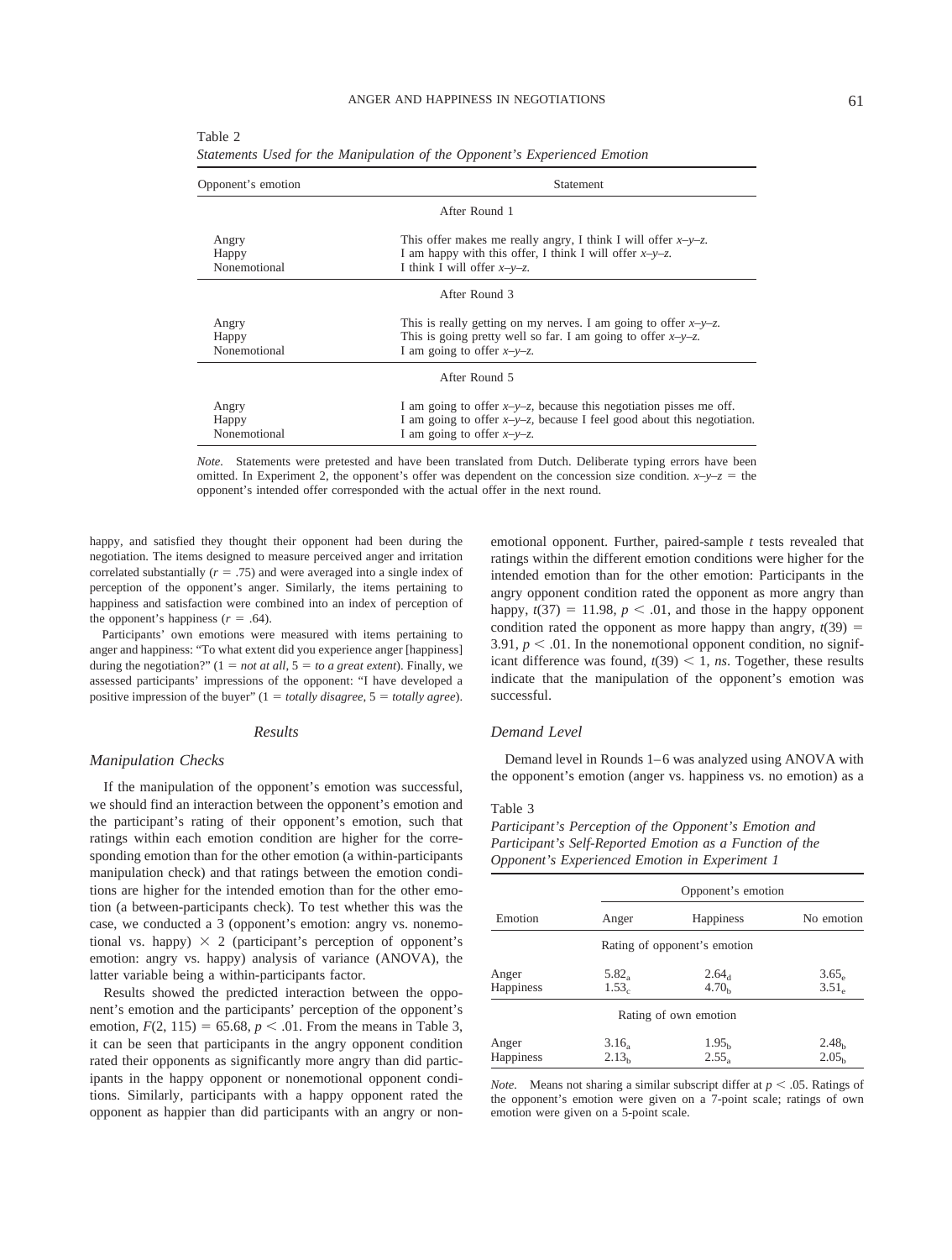Table 2
*Statements Used for the Manipulation of the Opponent's Experienced Emotion*

| Opponent's emotion | Statement |
|---|---|
| | After Round 1 |
| Angry | This offer makes me really angry, I think I will offer *x–y–z*. |
| Happy | I am happy with this offer, I think I will offer *x–y–z*. |
| Nonemotional | I think I will offer *x–y–z*. |
| | After Round 3 |
| Angry | This is really getting on my nerves. I am going to offer *x–y–z*. |
| Happy | This is going pretty well so far. I am going to offer *x–y–z*. |
| Nonemotional | I am going to offer *x–y–z*. |
| | After Round 5 |
| Angry | I am going to offer *x–y–z*, because this negotiation pisses me off. |
| Happy | I am going to offer *x–y–z*, because I feel good about this negotiation. |
| Nonemotional | I am going to offer *x–y–z*. |

*Note.* Statements were pretested and have been translated from Dutch. Deliberate typing errors have been omitted. In Experiment 2, the opponent's offer was dependent on the concession size condition. *x–y–z* = the opponent's intended offer corresponded with the actual offer in the next round.

happy, and satisfied they thought their opponent had been during the negotiation. The items designed to measure perceived anger and irritation correlated substantially ($r = .75$) and were averaged into a single index of perception of the opponent's anger. Similarly, the items pertaining to happiness and satisfaction were combined into an index of perception of the opponent's happiness ($r = .64$).

Participants' own emotions were measured with items pertaining to anger and happiness: "To what extent did you experience anger [happiness] during the negotiation?" (1 = *not at all*, 5 = *to a great extent*). Finally, we assessed participants' impressions of the opponent: "I have developed a positive impression of the buyer" (1 = *totally disagree*, 5 = *totally agree*).

## Results

### Manipulation Checks

If the manipulation of the opponent's emotion was successful, we should find an interaction between the opponent's emotion and the participant's rating of their opponent's emotion, such that ratings within each emotion condition are higher for the corresponding emotion than for the other emotion (a within-participants manipulation check) and that ratings between the emotion conditions are higher for the intended emotion than for the other emotion (a between-participants check). To test whether this was the case, we conducted a 3 (opponent's emotion: angry vs. nonemotional vs. happy) × 2 (participant's perception of opponent's emotion: angry vs. happy) analysis of variance (ANOVA), the latter variable being a within-participants factor.

Results showed the predicted interaction between the opponent's emotion and the participants' perception of the opponent's emotion, $F(2, 115) = 65.68$, $p < .01$. From the means in Table 3, it can be seen that participants in the angry opponent condition rated their opponents as significantly more angry than did participants in the happy opponent or nonemotional opponent conditions. Similarly, participants with a happy opponent rated the opponent as happier than did participants with an angry or nonemotional opponent. Further, paired-sample *t* tests revealed that ratings within the different emotion conditions were higher for the intended emotion than for the other emotion: Participants in the angry opponent condition rated the opponent as more angry than happy, $t(37) = 11.98$, $p < .01$, and those in the happy opponent condition rated the opponent as more happy than angry, $t(39) = 3.91$, $p < .01$. In the nonemotional opponent condition, no significant difference was found, $t(39) < 1$, *ns*. Together, these results indicate that the manipulation of the opponent's emotion was successful.

### Demand Level

Demand level in Rounds 1–6 was analyzed using ANOVA with the opponent's emotion (anger vs. happiness vs. no emotion) as a

Table 3
*Participant's Perception of the Opponent's Emotion and Participant's Self-Reported Emotion as a Function of the Opponent's Experienced Emotion in Experiment 1*

| Emotion | Opponent's emotion | | |
|---|---|---|---|
| | Anger | Happiness | No emotion |
| | Rating of opponent's emotion | | |
| Anger | $5.82_a$ | $2.64_d$ | $3.65_e$ |
| Happiness | $1.53_c$ | $4.70_b$ | $3.51_e$ |
| | Rating of own emotion | | |
| Anger | $3.16_a$ | $1.95_b$ | $2.48_b$ |
| Happiness | $2.13_b$ | $2.55_a$ | $2.05_b$ |

*Note.* Means not sharing a similar subscript differ at $p < .05$. Ratings of the opponent's emotion were given on a 7-point scale; ratings of own emotion were given on a 5-point scale.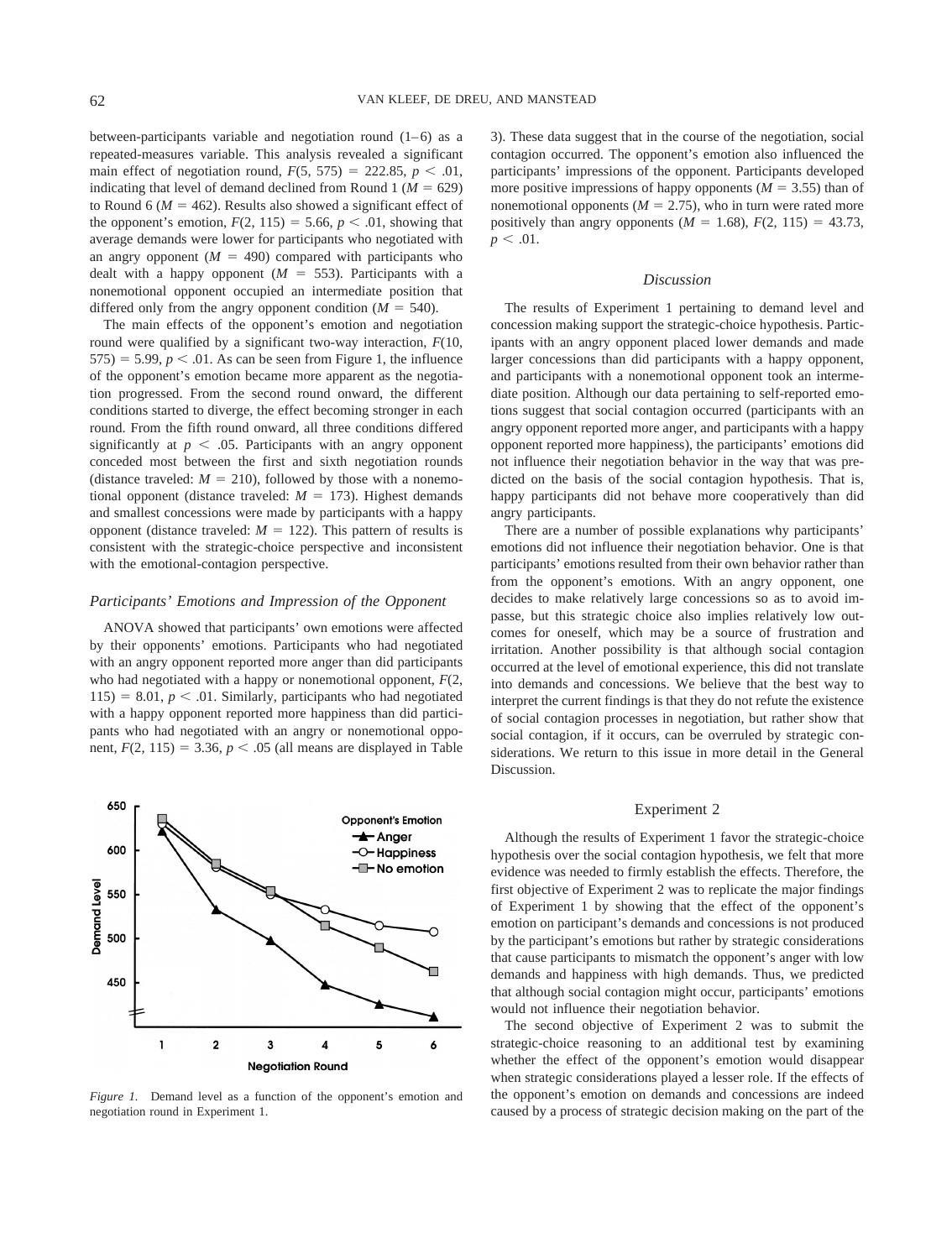between-participants variable and negotiation round (1–6) as a repeated-measures variable. This analysis revealed a significant main effect of negotiation round, $F(5, 575) = 222.85$, $p < .01$, indicating that level of demand declined from Round 1 ($M = 629$) to Round 6 ($M = 462$). Results also showed a significant effect of the opponent's emotion, $F(2, 115) = 5.66$, $p < .01$, showing that average demands were lower for participants who negotiated with an angry opponent ($M = 490$) compared with participants who dealt with a happy opponent ($M = 553$). Participants with a nonemotional opponent occupied an intermediate position that differed only from the angry opponent condition ($M = 540$).

The main effects of the opponent's emotion and negotiation round were qualified by a significant two-way interaction, $F(10, 575) = 5.99$, $p < .01$. As can be seen from Figure 1, the influence of the opponent's emotion became more apparent as the negotiation progressed. From the second round onward, the different conditions started to diverge, the effect becoming stronger in each round. From the fifth round onward, all three conditions differed significantly at $p < .05$. Participants with an angry opponent conceded most between the first and sixth negotiation rounds (distance traveled: $M = 210$), followed by those with a nonemotional opponent (distance traveled: $M = 173$). Highest demands and smallest concessions were made by participants with a happy opponent (distance traveled: $M = 122$). This pattern of results is consistent with the strategic-choice perspective and inconsistent with the emotional-contagion perspective.

### *Participants' Emotions and Impression of the Opponent*

ANOVA showed that participants' own emotions were affected by their opponents' emotions. Participants who had negotiated with an angry opponent reported more anger than did participants who had negotiated with a happy or nonemotional opponent, $F(2, 115) = 8.01$, $p < .01$. Similarly, participants who had negotiated with a happy opponent reported more happiness than did participants who had negotiated with an angry or nonemotional opponent, $F(2, 115) = 3.36$, $p < .05$ (all means are displayed in Table 3). These data suggest that in the course of the negotiation, social contagion occurred. The opponent's emotion also influenced the participants' impressions of the opponent. Participants developed more positive impressions of happy opponents ($M = 3.55$) than of nonemotional opponents ($M = 2.75$), who in turn were rated more positively than angry opponents ($M = 1.68$), $F(2, 115) = 43.73$, $p < .01$.

*Figure 1.* Demand level as a function of the opponent's emotion and negotiation round in Experiment 1.

### *Discussion*

The results of Experiment 1 pertaining to demand level and concession making support the strategic-choice hypothesis. Participants with an angry opponent placed lower demands and made larger concessions than did participants with a happy opponent, and participants with a nonemotional opponent took an intermediate position. Although our data pertaining to self-reported emotions suggest that social contagion occurred (participants with an angry opponent reported more anger, and participants with a happy opponent reported more happiness), the participants' emotions did not influence their negotiation behavior in the way that was predicted on the basis of the social contagion hypothesis. That is, happy participants did not behave more cooperatively than did angry participants.

There are a number of possible explanations why participants' emotions did not influence their negotiation behavior. One is that participants' emotions resulted from their own behavior rather than from the opponent's emotions. With an angry opponent, one decides to make relatively large concessions so as to avoid impasse, but this strategic choice also implies relatively low outcomes for oneself, which may be a source of frustration and irritation. Another possibility is that although social contagion occurred at the level of emotional experience, this did not translate into demands and concessions. We believe that the best way to interpret the current findings is that they do not refute the existence of social contagion processes in negotiation, but rather show that social contagion, if it occurs, can be overruled by strategic considerations. We return to this issue in more detail in the General Discussion.

## Experiment 2

Although the results of Experiment 1 favor the strategic-choice hypothesis over the social contagion hypothesis, we felt that more evidence was needed to firmly establish the effects. Therefore, the first objective of Experiment 2 was to replicate the major findings of Experiment 1 by showing that the effect of the opponent's emotion on participant's demands and concessions is not produced by the participant's emotions but rather by strategic considerations that cause participants to mismatch the opponent's anger with low demands and happiness with high demands. Thus, we predicted that although social contagion might occur, participants' emotions would not influence their negotiation behavior.

The second objective of Experiment 2 was to submit the strategic-choice reasoning to an additional test by examining whether the effect of the opponent's emotion would disappear when strategic considerations played a lesser role. If the effects of the opponent's emotion on demands and concessions are indeed caused by a process of strategic decision making on the part of the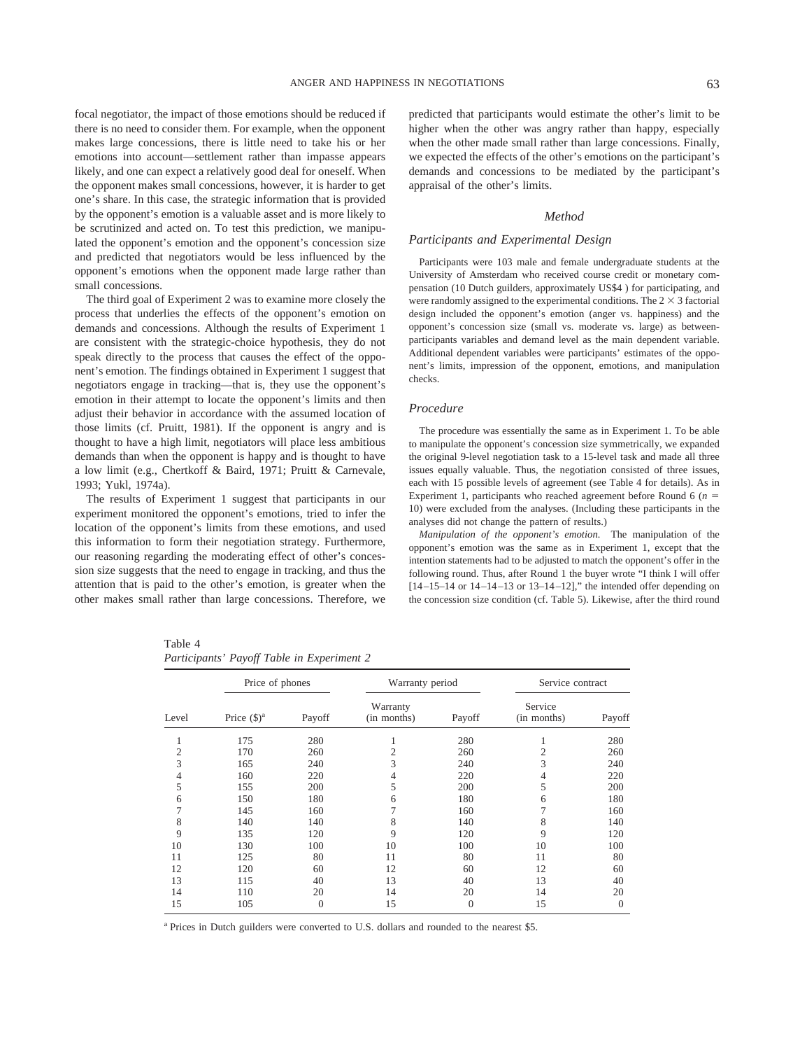focal negotiator, the impact of those emotions should be reduced if there is no need to consider them. For example, when the opponent makes large concessions, there is little need to take his or her emotions into account—settlement rather than impasse appears likely, and one can expect a relatively good deal for oneself. When the opponent makes small concessions, however, it is harder to get one's share. In this case, the strategic information that is provided by the opponent's emotion is a valuable asset and is more likely to be scrutinized and acted on. To test this prediction, we manipulated the opponent's emotion and the opponent's concession size and predicted that negotiators would be less influenced by the opponent's emotions when the opponent made large rather than small concessions.

The third goal of Experiment 2 was to examine more closely the process that underlies the effects of the opponent's emotion on demands and concessions. Although the results of Experiment 1 are consistent with the strategic-choice hypothesis, they do not speak directly to the process that causes the effect of the opponent's emotion. The findings obtained in Experiment 1 suggest that negotiators engage in tracking—that is, they use the opponent's emotion in their attempt to locate the opponent's limits and then adjust their behavior in accordance with the assumed location of those limits (cf. Pruitt, 1981). If the opponent is angry and is thought to have a high limit, negotiators will place less ambitious demands than when the opponent is happy and is thought to have a low limit (e.g., Chertkoff & Baird, 1971; Pruitt & Carnevale, 1993; Yukl, 1974a).

The results of Experiment 1 suggest that participants in our experiment monitored the opponent's emotions, tried to infer the location of the opponent's limits from these emotions, and used this information to form their negotiation strategy. Furthermore, our reasoning regarding the moderating effect of other's concession size suggests that the need to engage in tracking, and thus the attention that is paid to the other's emotion, is greater when the other makes small rather than large concessions. Therefore, we predicted that participants would estimate the other's limit to be higher when the other was angry rather than happy, especially when the other made small rather than large concessions. Finally, we expected the effects of the other's emotions on the participant's demands and concessions to be mediated by the participant's appraisal of the other's limits.

## Method

### Participants and Experimental Design

Participants were 103 male and female undergraduate students at the University of Amsterdam who received course credit or monetary compensation (10 Dutch guilders, approximately US$4 ) for participating, and were randomly assigned to the experimental conditions. The $2 \times 3$ factorial design included the opponent's emotion (anger vs. happiness) and the opponent's concession size (small vs. moderate vs. large) as between-participants variables and demand level as the main dependent variable. Additional dependent variables were participants' estimates of the opponent's limits, impression of the opponent, emotions, and manipulation checks.

### Procedure

The procedure was essentially the same as in Experiment 1. To be able to manipulate the opponent's concession size symmetrically, we expanded the original 9-level negotiation task to a 15-level task and made all three issues equally valuable. Thus, the negotiation consisted of three issues, each with 15 possible levels of agreement (see Table 4 for details). As in Experiment 1, participants who reached agreement before Round 6 ($n$ = 10) were excluded from the analyses. (Including these participants in the analyses did not change the pattern of results.)

*Manipulation of the opponent's emotion.* The manipulation of the opponent's emotion was the same as in Experiment 1, except that the intention statements had to be adjusted to match the opponent's offer in the following round. Thus, after Round 1 the buyer wrote "I think I will offer [14–15–14 or 14–14–13 or 13–14–12]," the intended offer depending on the concession size condition (cf. Table 5). Likewise, after the third round

Table 4
*Participants' Payoff Table in Experiment 2*

| | Price of phones | | Warranty period | | Service contract | |
|---|---|---|---|---|---|---|
| Level | Price ($)[a] | Payoff | Warranty (in months) | Payoff | Service (in months) | Payoff |
| 1 | 175 | 280 | 1 | 280 | 1 | 280 |
| 2 | 170 | 260 | 2 | 260 | 2 | 260 |
| 3 | 165 | 240 | 3 | 240 | 3 | 240 |
| 4 | 160 | 220 | 4 | 220 | 4 | 220 |
| 5 | 155 | 200 | 5 | 200 | 5 | 200 |
| 6 | 150 | 180 | 6 | 180 | 6 | 180 |
| 7 | 145 | 160 | 7 | 160 | 7 | 160 |
| 8 | 140 | 140 | 8 | 140 | 8 | 140 |
| 9 | 135 | 120 | 9 | 120 | 9 | 120 |
| 10 | 130 | 100 | 10 | 100 | 10 | 100 |
| 11 | 125 | 80 | 11 | 80 | 11 | 80 |
| 12 | 120 | 60 | 12 | 60 | 12 | 60 |
| 13 | 115 | 40 | 13 | 40 | 13 | 40 |
| 14 | 110 | 20 | 14 | 20 | 14 | 20 |
| 15 | 105 | 0 | 15 | 0 | 15 | 0 |

[a] Prices in Dutch guilders were converted to U.S. dollars and rounded to the nearest $5.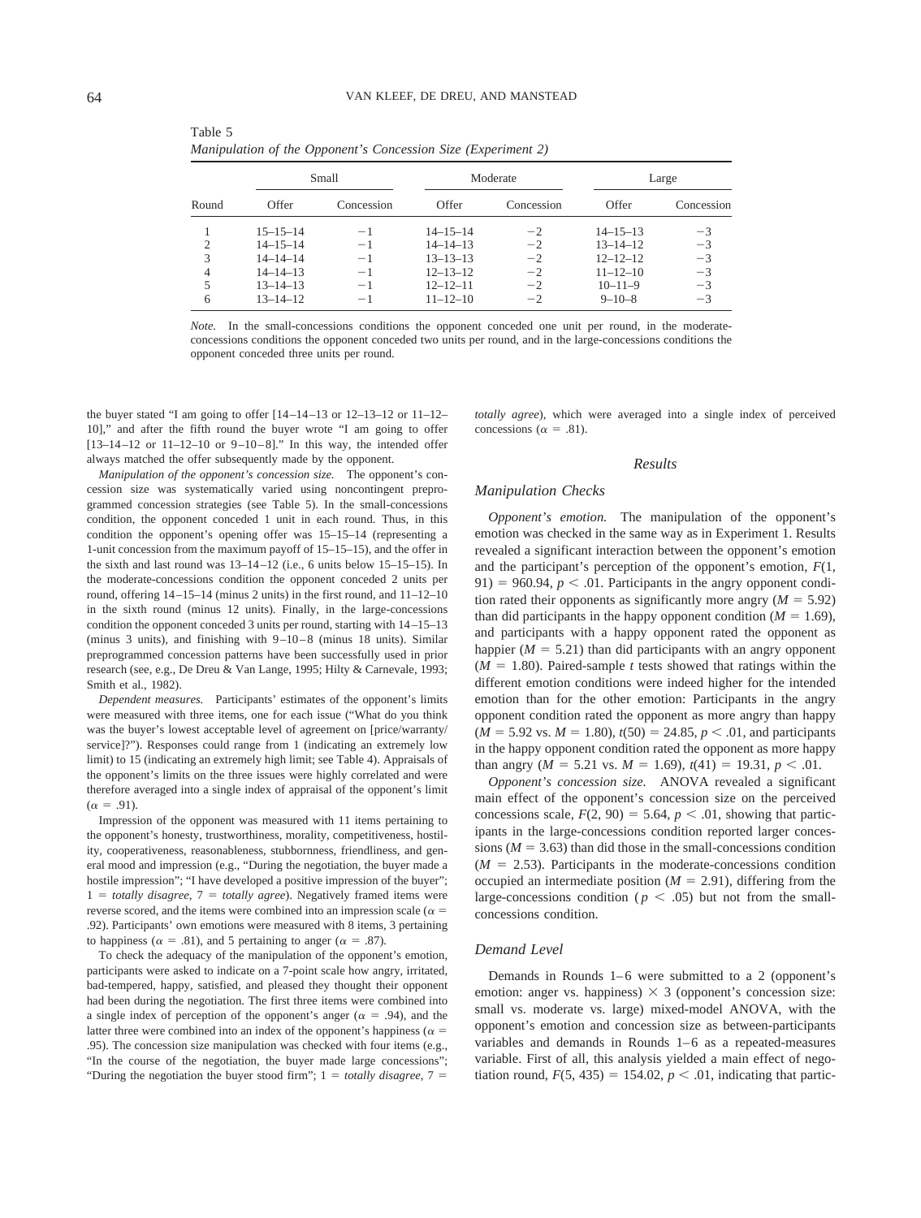Table 5
*Manipulation of the Opponent's Concession Size (Experiment 2)*

| Round | Small | | Moderate | | Large | |
|---|---|---|---|---|---|---|
| | Offer | Concession | Offer | Concession | Offer | Concession |
| 1 | 15–15–14 | −1 | 14–15–14 | −2 | 14–15–13 | −3 |
| 2 | 14–15–14 | −1 | 14–14–13 | −2 | 13–14–12 | −3 |
| 3 | 14–14–14 | −1 | 13–13–13 | −2 | 12–12–12 | −3 |
| 4 | 14–14–13 | −1 | 12–13–12 | −2 | 11–12–10 | −3 |
| 5 | 13–14–13 | −1 | 12–12–11 | −2 | 10–11–9 | −3 |
| 6 | 13–14–12 | −1 | 11–12–10 | −2 | 9–10–8 | −3 |

*Note.* In the small-concessions conditions the opponent conceded one unit per round, in the moderate-concessions conditions the opponent conceded two units per round, and in the large-concessions conditions the opponent conceded three units per round.

the buyer stated "I am going to offer [14–14–13 or 12–13–12 or 11–12–10]," and after the fifth round the buyer wrote "I am going to offer [13–14–12 or 11–12–10 or 9–10–8]." In this way, the intended offer always matched the offer subsequently made by the opponent.

*Manipulation of the opponent's concession size.* The opponent's concession size was systematically varied using noncontingent preprogrammed concession strategies (see Table 5). In the small-concessions condition, the opponent conceded 1 unit in each round. Thus, in this condition the opponent's opening offer was 15–15–14 (representing a 1-unit concession from the maximum payoff of 15–15–15), and the offer in the sixth and last round was 13–14–12 (i.e., 6 units below 15–15–15). In the moderate-concessions condition the opponent conceded 2 units per round, offering 14–15–14 (minus 2 units) in the first round, and 11–12–10 in the sixth round (minus 12 units). Finally, in the large-concessions condition the opponent conceded 3 units per round, starting with 14–15–13 (minus 3 units), and finishing with 9–10–8 (minus 18 units). Similar preprogrammed concession patterns have been successfully used in prior research (see, e.g., De Dreu & Van Lange, 1995; Hilty & Carnevale, 1993; Smith et al., 1982).

*Dependent measures.* Participants' estimates of the opponent's limits were measured with three items, one for each issue ("What do you think was the buyer's lowest acceptable level of agreement on [price/warranty/service]?"). Responses could range from 1 (indicating an extremely low limit) to 15 (indicating an extremely high limit; see Table 4). Appraisals of the opponent's limits on the three issues were highly correlated and were therefore averaged into a single index of appraisal of the opponent's limit ($\alpha = .91$).

Impression of the opponent was measured with 11 items pertaining to the opponent's honesty, trustworthiness, morality, competitiveness, hostility, cooperativeness, reasonableness, stubbornness, friendliness, and general mood and impression (e.g., "During the negotiation, the buyer made a hostile impression"; "I have developed a positive impression of the buyer"; 1 = *totally disagree*, 7 = *totally agree*). Negatively framed items were reverse scored, and the items were combined into an impression scale ($\alpha = .92$). Participants' own emotions were measured with 8 items, 3 pertaining to happiness ($\alpha = .81$), and 5 pertaining to anger ($\alpha = .87$).

To check the adequacy of the manipulation of the opponent's emotion, participants were asked to indicate on a 7-point scale how angry, irritated, bad-tempered, happy, satisfied, and pleased they thought their opponent had been during the negotiation. The first three items were combined into a single index of perception of the opponent's anger ($\alpha = .94$), and the latter three were combined into an index of the opponent's happiness ($\alpha = .95$). The concession size manipulation was checked with four items (e.g., "In the course of the negotiation, the buyer made large concessions"; "During the negotiation the buyer stood firm"; 1 = *totally disagree*, 7 = *totally agree*), which were averaged into a single index of perceived concessions ($\alpha = .81$).

## Results

### Manipulation Checks

*Opponent's emotion.* The manipulation of the opponent's emotion was checked in the same way as in Experiment 1. Results revealed a significant interaction between the opponent's emotion and the participant's perception of the opponent's emotion, $F(1, 91) = 960.94$, $p < .01$. Participants in the angry opponent condition rated their opponents as significantly more angry ($M = 5.92$) than did participants in the happy opponent condition ($M = 1.69$), and participants with a happy opponent rated the opponent as happier ($M = 5.21$) than did participants with an angry opponent ($M = 1.80$). Paired-sample $t$ tests showed that ratings within the different emotion conditions were indeed higher for the intended emotion than for the other emotion: Participants in the angry opponent condition rated the opponent as more angry than happy ($M = 5.92$ vs. $M = 1.80$), $t(50) = 24.85$, $p < .01$, and participants in the happy opponent condition rated the opponent as more happy than angry ($M = 5.21$ vs. $M = 1.69$), $t(41) = 19.31$, $p < .01$.

*Opponent's concession size.* ANOVA revealed a significant main effect of the opponent's concession size on the perceived concessions scale, $F(2, 90) = 5.64$, $p < .01$, showing that participants in the large-concessions condition reported larger concessions ($M = 3.63$) than did those in the small-concessions condition ($M = 2.53$). Participants in the moderate-concessions condition occupied an intermediate position ($M = 2.91$), differing from the large-concessions condition ($p < .05$) but not from the small-concessions condition.

### Demand Level

Demands in Rounds 1–6 were submitted to a 2 (opponent's emotion: anger vs. happiness) × 3 (opponent's concession size: small vs. moderate vs. large) mixed-model ANOVA, with the opponent's emotion and concession size as between-participants variables and demands in Rounds 1–6 as a repeated-measures variable. First of all, this analysis yielded a main effect of negotiation round, $F(5, 435) = 154.02$, $p < .01$, indicating that partic-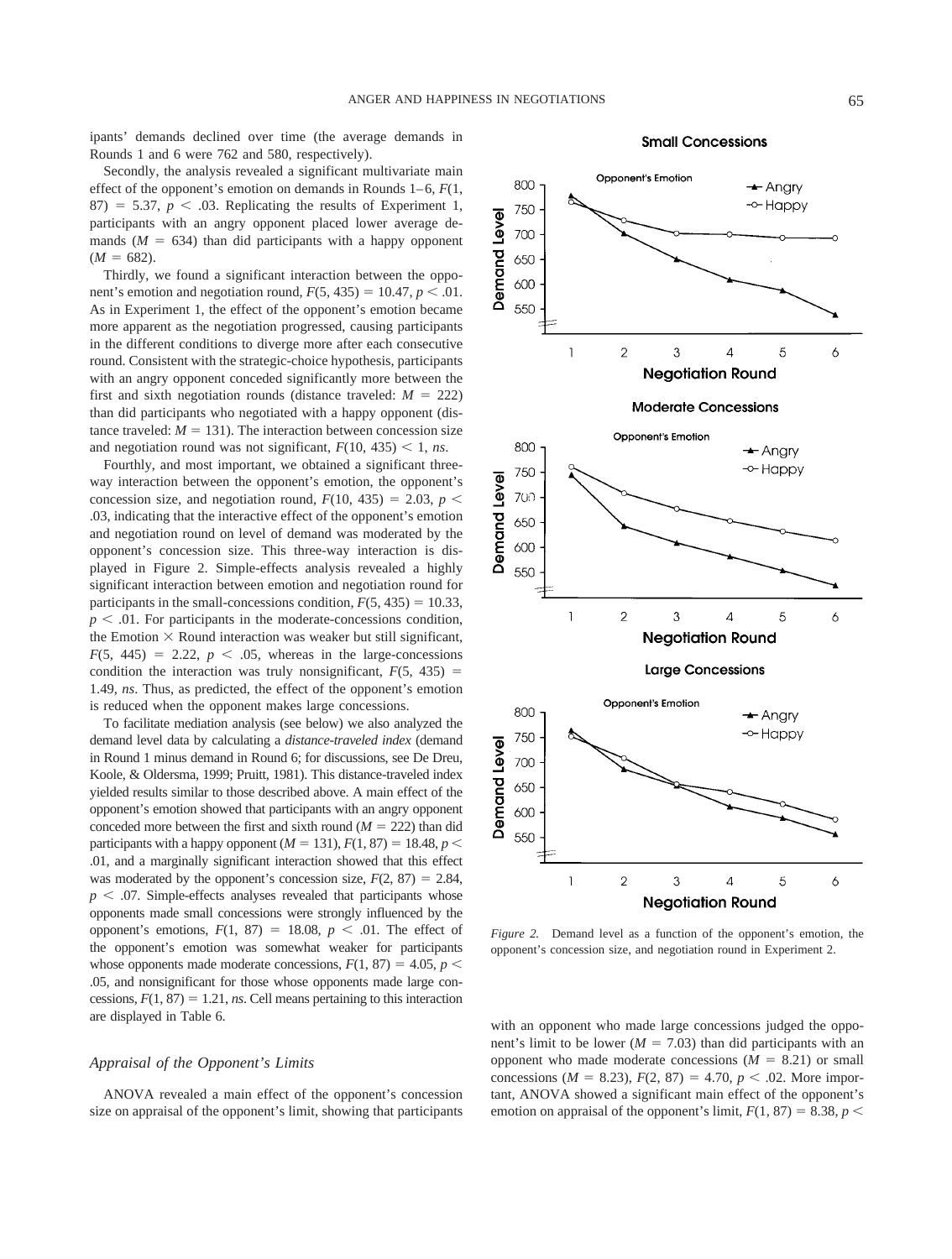ipants' demands declined over time (the average demands in Rounds 1 and 6 were 762 and 580, respectively).

Secondly, the analysis revealed a significant multivariate main effect of the opponent's emotion on demands in Rounds 1–6, $F(1, 87) = 5.37$, $p < .03$. Replicating the results of Experiment 1, participants with an angry opponent placed lower average demands ($M = 634$) than did participants with a happy opponent ($M = 682$).

Thirdly, we found a significant interaction between the opponent's emotion and negotiation round, $F(5, 435) = 10.47$, $p < .01$. As in Experiment 1, the effect of the opponent's emotion became more apparent as the negotiation progressed, causing participants in the different conditions to diverge more after each consecutive round. Consistent with the strategic-choice hypothesis, participants with an angry opponent conceded significantly more between the first and sixth negotiation rounds (distance traveled: $M = 222$) than did participants who negotiated with a happy opponent (distance traveled: $M = 131$). The interaction between concession size and negotiation round was not significant, $F(10, 435) < 1$, *ns*.

Fourthly, and most important, we obtained a significant three-way interaction between the opponent's emotion, the opponent's concession size, and negotiation round, $F(10, 435) = 2.03$, $p < .03$, indicating that the interactive effect of the opponent's emotion and negotiation round on level of demand was moderated by the opponent's concession size. This three-way interaction is displayed in Figure 2. Simple-effects analysis revealed a highly significant interaction between emotion and negotiation round for participants in the small-concessions condition, $F(5, 435) = 10.33$, $p < .01$. For participants in the moderate-concessions condition, the Emotion × Round interaction was weaker but still significant, $F(5, 445) = 2.22$, $p < .05$, whereas in the large-concessions condition the interaction was truly nonsignificant, $F(5, 435) = 1.49$, *ns*. Thus, as predicted, the effect of the opponent's emotion is reduced when the opponent makes large concessions.

To facilitate mediation analysis (see below) we also analyzed the demand level data by calculating a *distance-traveled index* (demand in Round 1 minus demand in Round 6; for discussions, see De Dreu, Koole, & Oldersma, 1999; Pruitt, 1981). This distance-traveled index yielded results similar to those described above. A main effect of the opponent's emotion showed that participants with an angry opponent conceded more between the first and sixth round ($M = 222$) than did participants with a happy opponent ($M = 131$), $F(1, 87) = 18.48$, $p < .01$, and a marginally significant interaction showed that this effect was moderated by the opponent's concession size, $F(2, 87) = 2.84$, $p < .07$. Simple-effects analyses revealed that participants whose opponents made small concessions were strongly influenced by the opponent's emotions, $F(1, 87) = 18.08$, $p < .01$. The effect of the opponent's emotion was somewhat weaker for participants whose opponents made moderate concessions, $F(1, 87) = 4.05$, $p < .05$, and nonsignificant for those whose opponents made large concessions, $F(1, 87) = 1.21$, *ns*. Cell means pertaining to this interaction are displayed in Table 6.

*Figure 2.* Demand level as a function of the opponent's emotion, the opponent's concession size, and negotiation round in Experiment 2.

### *Appraisal of the Opponent's Limits*

ANOVA revealed a main effect of the opponent's concession size on appraisal of the opponent's limit, showing that participants with an opponent who made large concessions judged the opponent's limit to be lower ($M = 7.03$) than did participants with an opponent who made moderate concessions ($M = 8.21$) or small concessions ($M = 8.23$), $F(2, 87) = 4.70$, $p < .02$. More important, ANOVA showed a significant main effect of the opponent's emotion on appraisal of the opponent's limit, $F(1, 87) = 8.38$, $p <$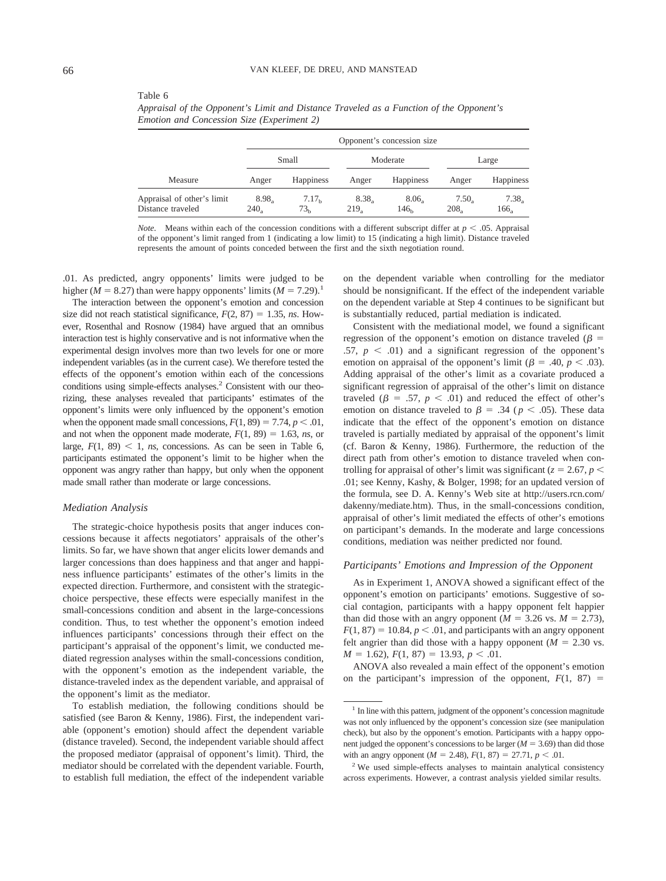Table 6
*Appraisal of the Opponent's Limit and Distance Traveled as a Function of the Opponent's Emotion and Concession Size (Experiment 2)*

| Measure | Opponent's concession size | | | | | |
|---|---|---|---|---|---|---|
| | Small | | Moderate | | Large | |
| | Anger | Happiness | Anger | Happiness | Anger | Happiness |
| Appraisal of other's limit | $8.98_a$ | $7.17_b$ | $8.38_a$ | $8.06_a$ | $7.50_a$ | $7.38_a$ |
| Distance traveled | $240_a$ | $73_b$ | $219_a$ | $146_b$ | $208_a$ | $166_a$ |

*Note.* Means within each of the concession conditions with a different subscript differ at $p < .05$. Appraisal of the opponent's limit ranged from 1 (indicating a low limit) to 15 (indicating a high limit). Distance traveled represents the amount of points conceded between the first and the sixth negotiation round.

.01. As predicted, angry opponents' limits were judged to be higher ($M = 8.27$) than were happy opponents' limits ($M = 7.29$).[1]

The interaction between the opponent's emotion and concession size did not reach statistical significance, $F(2, 87) = 1.35$, *ns*. However, Rosenthal and Rosnow (1984) have argued that an omnibus interaction test is highly conservative and is not informative when the experimental design involves more than two levels for one or more independent variables (as in the current case). We therefore tested the effects of the opponent's emotion within each of the concessions conditions using simple-effects analyses.[2] Consistent with our theorizing, these analyses revealed that participants' estimates of the opponent's limits were only influenced by the opponent's emotion when the opponent made small concessions, $F(1, 89) = 7.74$, $p < .01$, and not when the opponent made moderate, $F(1, 89) = 1.63$, *ns*, or large, $F(1, 89) < 1$, *ns*, concessions. As can be seen in Table 6, participants estimated the opponent's limit to be higher when the opponent was angry rather than happy, but only when the opponent made small rather than moderate or large concessions.

### *Mediation Analysis*

The strategic-choice hypothesis posits that anger induces concessions because it affects negotiators' appraisals of the other's limits. So far, we have shown that anger elicits lower demands and larger concessions than does happiness and that anger and happiness influence participants' estimates of the other's limits in the expected direction. Furthermore, and consistent with the strategic-choice perspective, these effects were especially manifest in the small-concessions condition and absent in the large-concessions condition. Thus, to test whether the opponent's emotion indeed influences participants' concessions through their effect on the participant's appraisal of the opponent's limit, we conducted mediated regression analyses within the small-concessions condition, with the opponent's emotion as the independent variable, the distance-traveled index as the dependent variable, and appraisal of the opponent's limit as the mediator.

To establish mediation, the following conditions should be satisfied (see Baron & Kenny, 1986). First, the independent variable (opponent's emotion) should affect the dependent variable (distance traveled). Second, the independent variable should affect the proposed mediator (appraisal of opponent's limit). Third, the mediator should be correlated with the dependent variable. Fourth, to establish full mediation, the effect of the independent variable on the dependent variable when controlling for the mediator should be nonsignificant. If the effect of the independent variable on the dependent variable at Step 4 continues to be significant but is substantially reduced, partial mediation is indicated.

Consistent with the mediational model, we found a significant regression of the opponent's emotion on distance traveled ($\beta = .57$, $p < .01$) and a significant regression of the opponent's emotion on appraisal of the opponent's limit ($\beta = .40$, $p < .03$). Adding appraisal of the other's limit as a covariate produced a significant regression of appraisal of the other's limit on distance traveled ($\beta = .57$, $p < .01$) and reduced the effect of other's emotion on distance traveled to $\beta = .34$ ($p < .05$). These data indicate that the effect of the opponent's emotion on distance traveled is partially mediated by appraisal of the opponent's limit (cf. Baron & Kenny, 1986). Furthermore, the reduction of the direct path from other's emotion to distance traveled when controlling for appraisal of other's limit was significant ($z = 2.67$, $p < .01$; see Kenny, Kashy, & Bolger, 1998; for an updated version of the formula, see D. A. Kenny's Web site at http://users.rcn.com/dakenny/mediate.htm). Thus, in the small-concessions condition, appraisal of other's limit mediated the effects of other's emotions on participant's demands. In the moderate and large concessions conditions, mediation was neither predicted nor found.

### *Participants' Emotions and Impression of the Opponent*

As in Experiment 1, ANOVA showed a significant effect of the opponent's emotion on participants' emotions. Suggestive of social contagion, participants with a happy opponent felt happier than did those with an angry opponent ($M = 3.26$ vs. $M = 2.73$), $F(1, 87) = 10.84$, $p < .01$, and participants with an angry opponent felt angrier than did those with a happy opponent ($M = 2.30$ vs. $M = 1.62$), $F(1, 87) = 13.93$, $p < .01$.

ANOVA also revealed a main effect of the opponent's emotion on the participant's impression of the opponent, $F(1, 87) =$

[1] In line with this pattern, judgment of the opponent's concession magnitude was not only influenced by the opponent's concession size (see manipulation check), but also by the opponent's emotion. Participants with a happy opponent judged the opponent's concessions to be larger ($M = 3.69$) than did those with an angry opponent ($M = 2.48$), $F(1, 87) = 27.71$, $p < .01$.

[2] We used simple-effects analyses to maintain analytical consistency across experiments. However, a contrast analysis yielded similar results.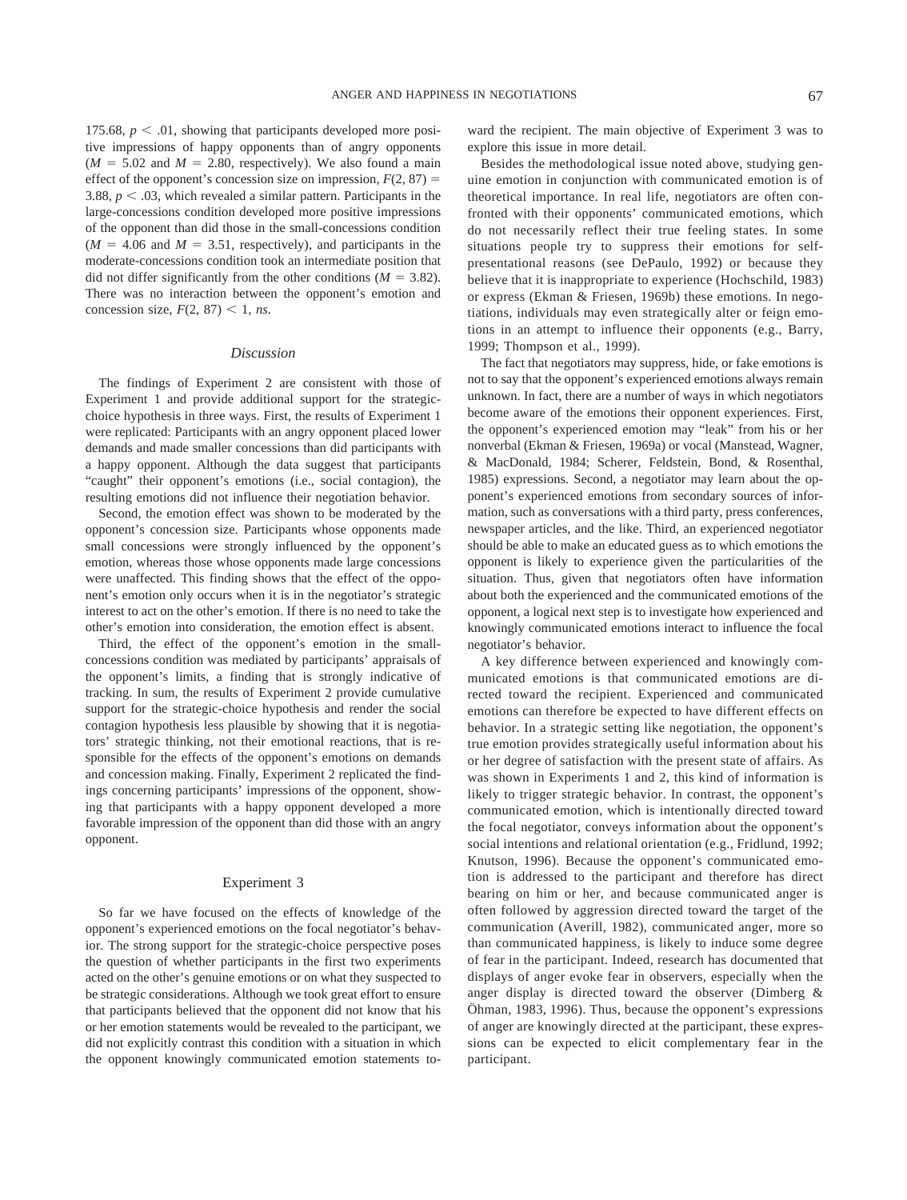175.68, $p < .01$, showing that participants developed more positive impressions of happy opponents than of angry opponents ($M = 5.02$ and $M = 2.80$, respectively). We also found a main effect of the opponent's concession size on impression, $F(2, 87) = 3.88$, $p < .03$, which revealed a similar pattern. Participants in the large-concessions condition developed more positive impressions of the opponent than did those in the small-concessions condition ($M = 4.06$ and $M = 3.51$, respectively), and participants in the moderate-concessions condition took an intermediate position that did not differ significantly from the other conditions ($M = 3.82$). There was no interaction between the opponent's emotion and concession size, $F(2, 87) < 1$, *ns*.

### *Discussion*

The findings of Experiment 2 are consistent with those of Experiment 1 and provide additional support for the strategic-choice hypothesis in three ways. First, the results of Experiment 1 were replicated: Participants with an angry opponent placed lower demands and made smaller concessions than did participants with a happy opponent. Although the data suggest that participants "caught" their opponent's emotions (i.e., social contagion), the resulting emotions did not influence their negotiation behavior.

Second, the emotion effect was shown to be moderated by the opponent's concession size. Participants whose opponents made small concessions were strongly influenced by the opponent's emotion, whereas those whose opponents made large concessions were unaffected. This finding shows that the effect of the opponent's emotion only occurs when it is in the negotiator's strategic interest to act on the other's emotion. If there is no need to take the other's emotion into consideration, the emotion effect is absent.

Third, the effect of the opponent's emotion in the small-concessions condition was mediated by participants' appraisals of the opponent's limits, a finding that is strongly indicative of tracking. In sum, the results of Experiment 2 provide cumulative support for the strategic-choice hypothesis and render the social contagion hypothesis less plausible by showing that it is negotiators' strategic thinking, not their emotional reactions, that is responsible for the effects of the opponent's emotions on demands and concession making. Finally, Experiment 2 replicated the findings concerning participants' impressions of the opponent, showing that participants with a happy opponent developed a more favorable impression of the opponent than did those with an angry opponent.

## Experiment 3

So far we have focused on the effects of knowledge of the opponent's experienced emotions on the focal negotiator's behavior. The strong support for the strategic-choice perspective poses the question of whether participants in the first two experiments acted on the other's genuine emotions or on what they suspected to be strategic considerations. Although we took great effort to ensure that participants believed that the opponent did not know that his or her emotion statements would be revealed to the participant, we did not explicitly contrast this condition with a situation in which the opponent knowingly communicated emotion statements toward the recipient. The main objective of Experiment 3 was to explore this issue in more detail.

Besides the methodological issue noted above, studying genuine emotion in conjunction with communicated emotion is of theoretical importance. In real life, negotiators are often confronted with their opponents' communicated emotions, which do not necessarily reflect their true feeling states. In some situations people try to suppress their emotions for self-presentational reasons (see DePaulo, 1992) or because they believe that it is inappropriate to experience (Hochschild, 1983) or express (Ekman & Friesen, 1969b) these emotions. In negotiations, individuals may even strategically alter or feign emotions in an attempt to influence their opponents (e.g., Barry, 1999; Thompson et al., 1999).

The fact that negotiators may suppress, hide, or fake emotions is not to say that the opponent's experienced emotions always remain unknown. In fact, there are a number of ways in which negotiators become aware of the emotions their opponent experiences. First, the opponent's experienced emotion may "leak" from his or her nonverbal (Ekman & Friesen, 1969a) or vocal (Manstead, Wagner, & MacDonald, 1984; Scherer, Feldstein, Bond, & Rosenthal, 1985) expressions. Second, a negotiator may learn about the opponent's experienced emotions from secondary sources of information, such as conversations with a third party, press conferences, newspaper articles, and the like. Third, an experienced negotiator should be able to make an educated guess as to which emotions the opponent is likely to experience given the particularities of the situation. Thus, given that negotiators often have information about both the experienced and the communicated emotions of the opponent, a logical next step is to investigate how experienced and knowingly communicated emotions interact to influence the focal negotiator's behavior.

A key difference between experienced and knowingly communicated emotions is that communicated emotions are directed toward the recipient. Experienced and communicated emotions can therefore be expected to have different effects on behavior. In a strategic setting like negotiation, the opponent's true emotion provides strategically useful information about his or her degree of satisfaction with the present state of affairs. As was shown in Experiments 1 and 2, this kind of information is likely to trigger strategic behavior. In contrast, the opponent's communicated emotion, which is intentionally directed toward the focal negotiator, conveys information about the opponent's social intentions and relational orientation (e.g., Fridlund, 1992; Knutson, 1996). Because the opponent's communicated emotion is addressed to the participant and therefore has direct bearing on him or her, and because communicated anger is often followed by aggression directed toward the target of the communication (Averill, 1982), communicated anger, more so than communicated happiness, is likely to induce some degree of fear in the participant. Indeed, research has documented that displays of anger evoke fear in observers, especially when the anger display is directed toward the observer (Dimberg & Öhman, 1983, 1996). Thus, because the opponent's expressions of anger are knowingly directed at the participant, these expressions can be expected to elicit complementary fear in the participant.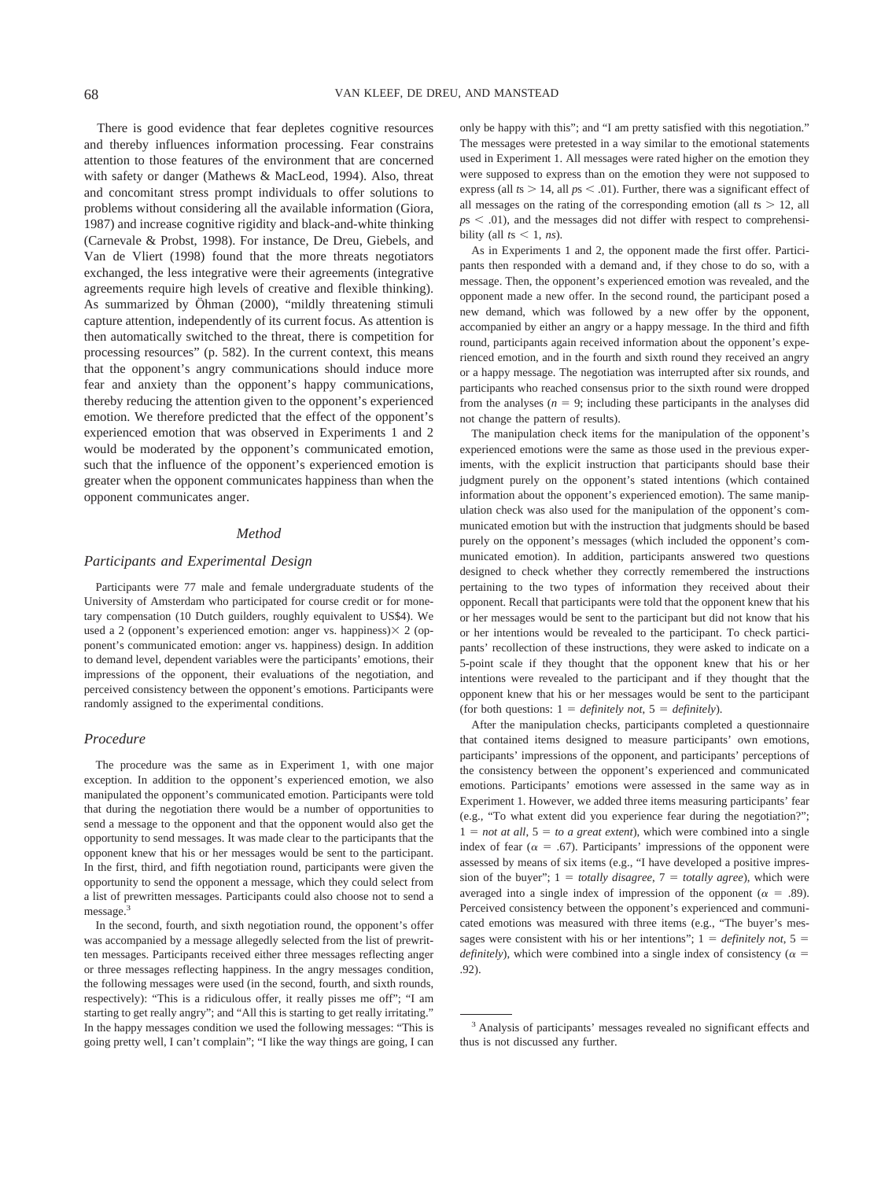There is good evidence that fear depletes cognitive resources and thereby influences information processing. Fear constrains attention to those features of the environment that are concerned with safety or danger (Mathews & MacLeod, 1994). Also, threat and concomitant stress prompt individuals to offer solutions to problems without considering all the available information (Giora, 1987) and increase cognitive rigidity and black-and-white thinking (Carnevale & Probst, 1998). For instance, De Dreu, Giebels, and Van de Vliert (1998) found that the more threats negotiators exchanged, the less integrative were their agreements (integrative agreements require high levels of creative and flexible thinking). As summarized by Öhman (2000), "mildly threatening stimuli capture attention, independently of its current focus. As attention is then automatically switched to the threat, there is competition for processing resources" (p. 582). In the current context, this means that the opponent's angry communications should induce more fear and anxiety than the opponent's happy communications, thereby reducing the attention given to the opponent's experienced emotion. We therefore predicted that the effect of the opponent's experienced emotion that was observed in Experiments 1 and 2 would be moderated by the opponent's communicated emotion, such that the influence of the opponent's experienced emotion is greater when the opponent communicates happiness than when the opponent communicates anger.

## *Method*

### *Participants and Experimental Design*

Participants were 77 male and female undergraduate students of the University of Amsterdam who participated for course credit or for monetary compensation (10 Dutch guilders, roughly equivalent to US\$4). We used a 2 (opponent's experienced emotion: anger vs. happiness) $\times$ 2 (opponent's communicated emotion: anger vs. happiness) design. In addition to demand level, dependent variables were the participants' emotions, their impressions of the opponent, their evaluations of the negotiation, and perceived consistency between the opponent's emotions. Participants were randomly assigned to the experimental conditions.

### *Procedure*

The procedure was the same as in Experiment 1, with one major exception. In addition to the opponent's experienced emotion, we also manipulated the opponent's communicated emotion. Participants were told that during the negotiation there would be a number of opportunities to send a message to the opponent and that the opponent would also get the opportunity to send messages. It was made clear to the participants that the opponent knew that his or her messages would be sent to the participant. In the first, third, and fifth negotiation round, participants were given the opportunity to send the opponent a message, which they could select from a list of prewritten messages. Participants could also choose not to send a message.[3]

In the second, fourth, and sixth negotiation round, the opponent's offer was accompanied by a message allegedly selected from the list of prewritten messages. Participants received either three messages reflecting anger or three messages reflecting happiness. In the angry messages condition, the following messages were used (in the second, fourth, and sixth rounds, respectively): "This is a ridiculous offer, it really pisses me off"; "I am starting to get really angry"; and "All this is starting to get really irritating." In the happy messages condition we used the following messages: "This is going pretty well, I can't complain"; "I like the way things are going, I can only be happy with this"; and "I am pretty satisfied with this negotiation." The messages were pretested in a way similar to the emotional statements used in Experiment 1. All messages were rated higher on the emotion they were supposed to express than on the emotion they were not supposed to express (all $ts > 14$, all $ps < .01$). Further, there was a significant effect of all messages on the rating of the corresponding emotion (all $ts > 12$, all $ps < .01$), and the messages did not differ with respect to comprehensibility (all $ts < 1$, *ns*).

As in Experiments 1 and 2, the opponent made the first offer. Participants then responded with a demand and, if they chose to do so, with a message. Then, the opponent's experienced emotion was revealed, and the opponent made a new offer. In the second round, the participant posed a new demand, which was followed by a new offer by the opponent, accompanied by either an angry or a happy message. In the third and fifth round, participants again received information about the opponent's experienced emotion, and in the fourth and sixth round they received an angry or a happy message. The negotiation was interrupted after six rounds, and participants who reached consensus prior to the sixth round were dropped from the analyses ($n = 9$; including these participants in the analyses did not change the pattern of results).

The manipulation check items for the manipulation of the opponent's experienced emotions were the same as those used in the previous experiments, with the explicit instruction that participants should base their judgment purely on the opponent's stated intentions (which contained information about the opponent's experienced emotion). The same manipulation check was also used for the manipulation of the opponent's communicated emotion but with the instruction that judgments should be based purely on the opponent's messages (which included the opponent's communicated emotion). In addition, participants answered two questions designed to check whether they correctly remembered the instructions pertaining to the two types of information they received about their opponent. Recall that participants were told that the opponent knew that his or her messages would be sent to the participant but did not know that his or her intentions would be revealed to the participant. To check participants' recollection of these instructions, they were asked to indicate on a 5-point scale if they thought that the opponent knew that his or her intentions were revealed to the participant and if they thought that the opponent knew that his or her messages would be sent to the participant (for both questions: 1 = *definitely not*, 5 = *definitely*).

After the manipulation checks, participants completed a questionnaire that contained items designed to measure participants' own emotions, participants' impressions of the opponent, and participants' perceptions of the consistency between the opponent's experienced and communicated emotions. Participants' emotions were assessed in the same way as in Experiment 1. However, we added three items measuring participants' fear (e.g., "To what extent did you experience fear during the negotiation?"; 1 = *not at all*, 5 = *to a great extent*), which were combined into a single index of fear ($\alpha = .67$). Participants' impressions of the opponent were assessed by means of six items (e.g., "I have developed a positive impression of the buyer"; 1 = *totally disagree*, 7 = *totally agree*), which were averaged into a single index of impression of the opponent ($\alpha = .89$). Perceived consistency between the opponent's experienced and communicated emotions was measured with three items (e.g., "The buyer's messages were consistent with his or her intentions"; 1 = *definitely not*, 5 = *definitely*), which were combined into a single index of consistency ($\alpha = .92$).

[3] Analysis of participants' messages revealed no significant effects and thus is not discussed any further.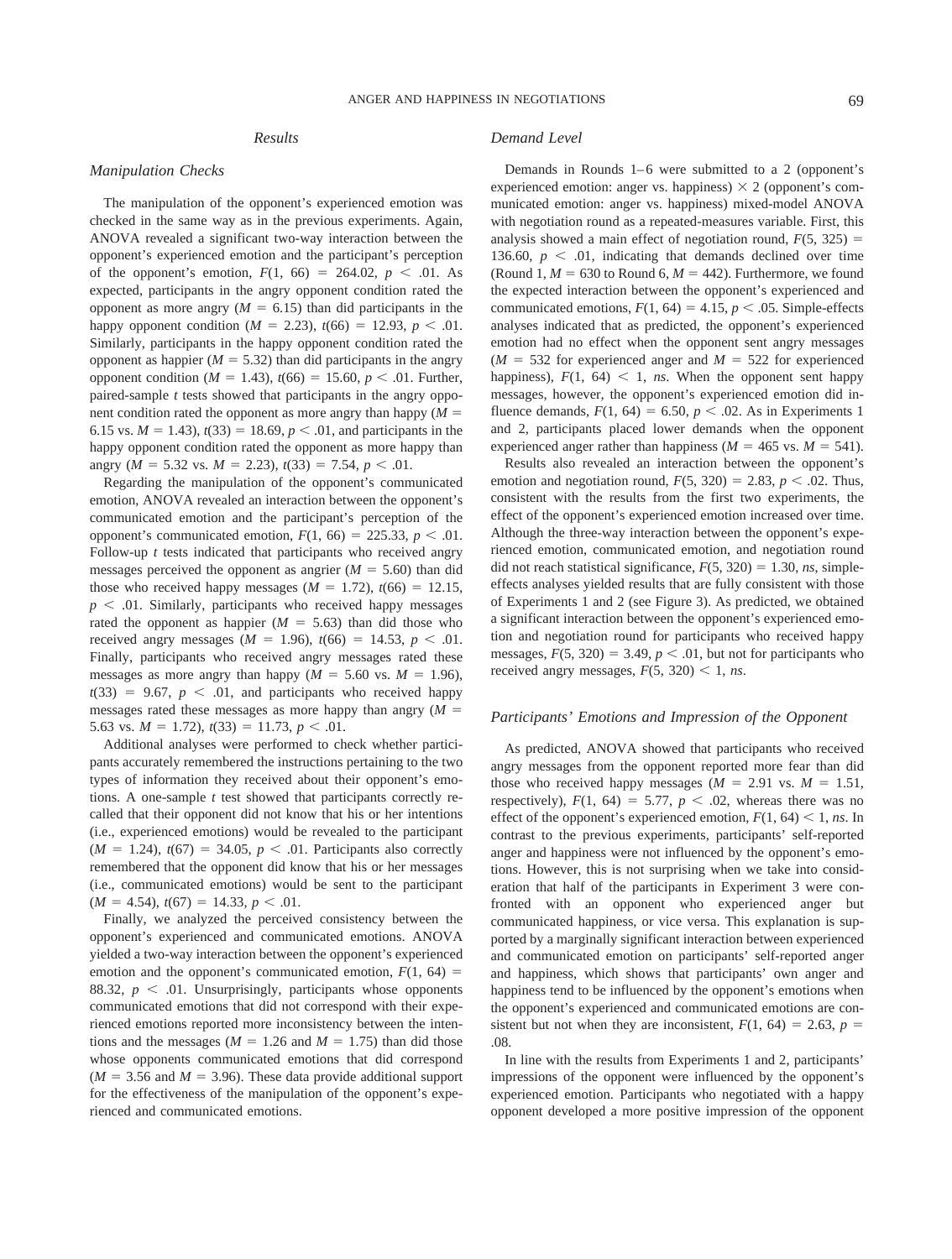## Results

### Manipulation Checks

The manipulation of the opponent's experienced emotion was checked in the same way as in the previous experiments. Again, ANOVA revealed a significant two-way interaction between the opponent's experienced emotion and the participant's perception of the opponent's emotion, $F(1, 66) = 264.02$, $p < .01$. As expected, participants in the angry opponent condition rated the opponent as more angry ($M = 6.15$) than did participants in the happy opponent condition ($M = 2.23$), $t(66) = 12.93$, $p < .01$. Similarly, participants in the happy opponent condition rated the opponent as happier ($M = 5.32$) than did participants in the angry opponent condition ($M = 1.43$), $t(66) = 15.60$, $p < .01$. Further, paired-sample *t* tests showed that participants in the angry opponent condition rated the opponent as more angry than happy ($M = 6.15$ vs. $M = 1.43$), $t(33) = 18.69$, $p < .01$, and participants in the happy opponent condition rated the opponent as more happy than angry ($M = 5.32$ vs. $M = 2.23$), $t(33) = 7.54$, $p < .01$.

Regarding the manipulation of the opponent's communicated emotion, ANOVA revealed an interaction between the opponent's communicated emotion and the participant's perception of the opponent's communicated emotion, $F(1, 66) = 225.33$, $p < .01$. Follow-up *t* tests indicated that participants who received angry messages perceived the opponent as angrier ($M = 5.60$) than did those who received happy messages ($M = 1.72$), $t(66) = 12.15$, $p < .01$. Similarly, participants who received happy messages rated the opponent as happier ($M = 5.63$) than did those who received angry messages ($M = 1.96$), $t(66) = 14.53$, $p < .01$. Finally, participants who received angry messages rated these messages as more angry than happy ($M = 5.60$ vs. $M = 1.96$), $t(33) = 9.67$, $p < .01$, and participants who received happy messages rated these messages as more happy than angry ($M = 5.63$ vs. $M = 1.72$), $t(33) = 11.73$, $p < .01$.

Additional analyses were performed to check whether participants accurately remembered the instructions pertaining to the two types of information they received about their opponent's emotions. A one-sample *t* test showed that participants correctly recalled that their opponent did not know that his or her intentions (i.e., experienced emotions) would be revealed to the participant ($M = 1.24$), $t(67) = 34.05$, $p < .01$. Participants also correctly remembered that the opponent did know that his or her messages (i.e., communicated emotions) would be sent to the participant ($M = 4.54$), $t(67) = 14.33$, $p < .01$.

Finally, we analyzed the perceived consistency between the opponent's experienced and communicated emotions. ANOVA yielded a two-way interaction between the opponent's experienced emotion and the opponent's communicated emotion, $F(1, 64) = 88.32$, $p < .01$. Unsurprisingly, participants whose opponents communicated emotions that did not correspond with their experienced emotions reported more inconsistency between the intentions and the messages ($M = 1.26$ and $M = 1.75$) than did those whose opponents communicated emotions that did correspond ($M = 3.56$ and $M = 3.96$). These data provide additional support for the effectiveness of the manipulation of the opponent's experienced and communicated emotions.

### Demand Level

Demands in Rounds 1–6 were submitted to a 2 (opponent's experienced emotion: anger vs. happiness) × 2 (opponent's communicated emotion: anger vs. happiness) mixed-model ANOVA with negotiation round as a repeated-measures variable. First, this analysis showed a main effect of negotiation round, $F(5, 325) = 136.60$, $p < .01$, indicating that demands declined over time (Round 1, $M = 630$ to Round 6, $M = 442$). Furthermore, we found the expected interaction between the opponent's experienced and communicated emotions, $F(1, 64) = 4.15$, $p < .05$. Simple-effects analyses indicated that as predicted, the opponent's experienced emotion had no effect when the opponent sent angry messages ($M = 532$ for experienced anger and $M = 522$ for experienced happiness), $F(1, 64) < 1$, *ns*. When the opponent sent happy messages, however, the opponent's experienced emotion did influence demands, $F(1, 64) = 6.50$, $p < .02$. As in Experiments 1 and 2, participants placed lower demands when the opponent experienced anger rather than happiness ($M = 465$ vs. $M = 541$).

Results also revealed an interaction between the opponent's emotion and negotiation round, $F(5, 320) = 2.83$, $p < .02$. Thus, consistent with the results from the first two experiments, the effect of the opponent's experienced emotion increased over time. Although the three-way interaction between the opponent's experienced emotion, communicated emotion, and negotiation round did not reach statistical significance, $F(5, 320) = 1.30$, *ns*, simple-effects analyses yielded results that are fully consistent with those of Experiments 1 and 2 (see Figure 3). As predicted, we obtained a significant interaction between the opponent's experienced emotion and negotiation round for participants who received happy messages, $F(5, 320) = 3.49$, $p < .01$, but not for participants who received angry messages, $F(5, 320) < 1$, *ns*.

### Participants' Emotions and Impression of the Opponent

As predicted, ANOVA showed that participants who received angry messages from the opponent reported more fear than did those who received happy messages ($M = 2.91$ vs. $M = 1.51$, respectively), $F(1, 64) = 5.77$, $p < .02$, whereas there was no effect of the opponent's experienced emotion, $F(1, 64) < 1$, *ns*. In contrast to the previous experiments, participants' self-reported anger and happiness were not influenced by the opponent's emotions. However, this is not surprising when we take into consideration that half of the participants in Experiment 3 were confronted with an opponent who experienced anger but communicated happiness, or vice versa. This explanation is supported by a marginally significant interaction between experienced and communicated emotion on participants' self-reported anger and happiness, which shows that participants' own anger and happiness tend to be influenced by the opponent's emotions when the opponent's experienced and communicated emotions are consistent but not when they are inconsistent, $F(1, 64) = 2.63$, $p = .08$.

In line with the results from Experiments 1 and 2, participants' impressions of the opponent were influenced by the opponent's experienced emotion. Participants who negotiated with a happy opponent developed a more positive impression of the opponent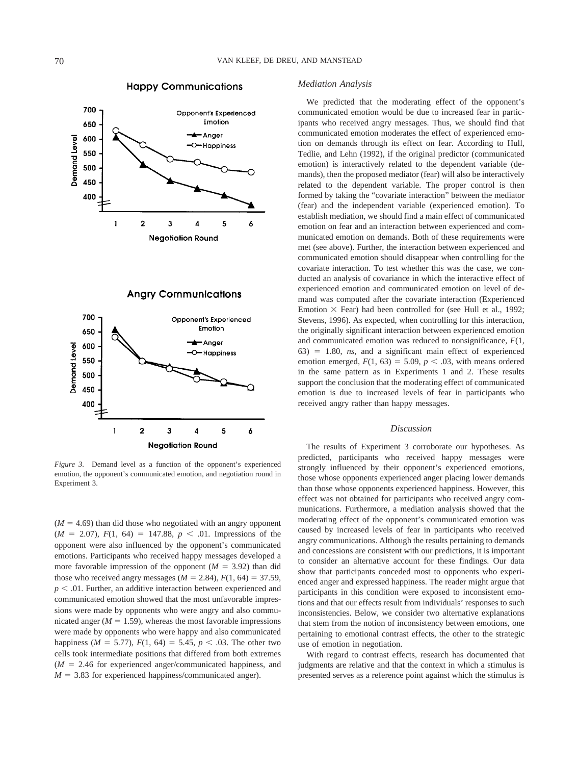*Figure 3.* Demand level as a function of the opponent's experienced emotion, the opponent's communicated emotion, and negotiation round in Experiment 3.

($M$ = 4.69) than did those who negotiated with an angry opponent ($M$ = 2.07), $F(1, 64) = 147.88$, $p < .01$. Impressions of the opponent were also influenced by the opponent's communicated emotions. Participants who received happy messages developed a more favorable impression of the opponent ($M$ = 3.92) than did those who received angry messages ($M$ = 2.84), $F(1, 64) = 37.59$, $p < .01$. Further, an additive interaction between experienced and communicated emotion showed that the most unfavorable impressions were made by opponents who were angry and also communicated anger ($M$ = 1.59), whereas the most favorable impressions were made by opponents who were happy and also communicated happiness ($M$ = 5.77), $F(1, 64) = 5.45$, $p < .03$. The other two cells took intermediate positions that differed from both extremes ($M$ = 2.46 for experienced anger/communicated happiness, and $M$ = 3.83 for experienced happiness/communicated anger).

*Mediation Analysis*

We predicted that the moderating effect of the opponent's communicated emotion would be due to increased fear in participants who received angry messages. Thus, we should find that communicated emotion moderates the effect of experienced emotion on demands through its effect on fear. According to Hull, Tedlie, and Lehn (1992), if the original predictor (communicated emotion) is interactively related to the dependent variable (demands), then the proposed mediator (fear) will also be interactively related to the dependent variable. The proper control is then formed by taking the "covariate interaction" between the mediator (fear) and the independent variable (experienced emotion). To establish mediation, we should find a main effect of communicated emotion on fear and an interaction between experienced and communicated emotion on demands. Both of these requirements were met (see above). Further, the interaction between experienced and communicated emotion should disappear when controlling for the covariate interaction. To test whether this was the case, we conducted an analysis of covariance in which the interactive effect of experienced emotion and communicated emotion on level of demand was computed after the covariate interaction (Experienced Emotion × Fear) had been controlled for (see Hull et al., 1992; Stevens, 1996). As expected, when controlling for this interaction, the originally significant interaction between experienced emotion and communicated emotion was reduced to nonsignificance, $F(1, 63) = 1.80$, *ns*, and a significant main effect of experienced emotion emerged, $F(1, 63) = 5.09$, $p < .03$, with means ordered in the same pattern as in Experiments 1 and 2. These results support the conclusion that the moderating effect of communicated emotion is due to increased levels of fear in participants who received angry rather than happy messages.

## Discussion

The results of Experiment 3 corroborate our hypotheses. As predicted, participants who received happy messages were strongly influenced by their opponent's experienced emotions, those whose opponents experienced anger placing lower demands than those whose opponents experienced happiness. However, this effect was not obtained for participants who received angry communications. Furthermore, a mediation analysis showed that the moderating effect of the opponent's communicated emotion was caused by increased levels of fear in participants who received angry communications. Although the results pertaining to demands and concessions are consistent with our predictions, it is important to consider an alternative account for these findings. Our data show that participants conceded most to opponents who experienced anger and expressed happiness. The reader might argue that participants in this condition were exposed to inconsistent emotions and that our effects result from individuals' responses to such inconsistencies. Below, we consider two alternative explanations that stem from the notion of inconsistency between emotions, one pertaining to emotional contrast effects, the other to the strategic use of emotion in negotiation.

With regard to contrast effects, research has documented that judgments are relative and that the context in which a stimulus is presented serves as a reference point against which the stimulus is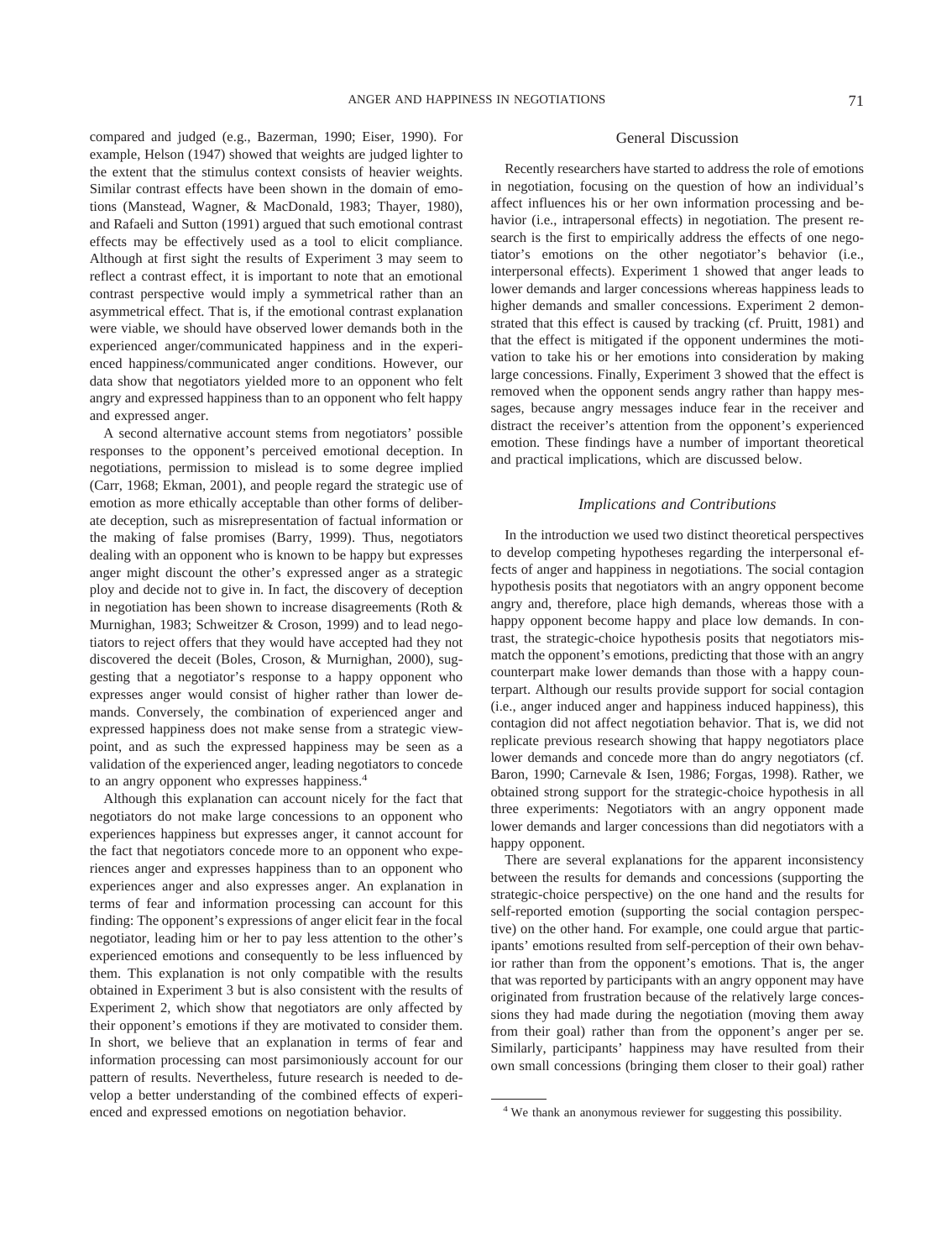compared and judged (e.g., Bazerman, 1990; Eiser, 1990). For example, Helson (1947) showed that weights are judged lighter to the extent that the stimulus context consists of heavier weights. Similar contrast effects have been shown in the domain of emotions (Manstead, Wagner, & MacDonald, 1983; Thayer, 1980), and Rafaeli and Sutton (1991) argued that such emotional contrast effects may be effectively used as a tool to elicit compliance. Although at first sight the results of Experiment 3 may seem to reflect a contrast effect, it is important to note that an emotional contrast perspective would imply a symmetrical rather than an asymmetrical effect. That is, if the emotional contrast explanation were viable, we should have observed lower demands both in the experienced anger/communicated happiness and in the experienced happiness/communicated anger conditions. However, our data show that negotiators yielded more to an opponent who felt angry and expressed happiness than to an opponent who felt happy and expressed anger.

A second alternative account stems from negotiators' possible responses to the opponent's perceived emotional deception. In negotiations, permission to mislead is to some degree implied (Carr, 1968; Ekman, 2001), and people regard the strategic use of emotion as more ethically acceptable than other forms of deliberate deception, such as misrepresentation of factual information or the making of false promises (Barry, 1999). Thus, negotiators dealing with an opponent who is known to be happy but expresses anger might discount the other's expressed anger as a strategic ploy and decide not to give in. In fact, the discovery of deception in negotiation has been shown to increase disagreements (Roth & Murnighan, 1983; Schweitzer & Croson, 1999) and to lead negotiators to reject offers that they would have accepted had they not discovered the deceit (Boles, Croson, & Murnighan, 2000), suggesting that a negotiator's response to a happy opponent who expresses anger would consist of higher rather than lower demands. Conversely, the combination of experienced anger and expressed happiness does not make sense from a strategic viewpoint, and as such the expressed happiness may be seen as a validation of the experienced anger, leading negotiators to concede to an angry opponent who expresses happiness.[4]

Although this explanation can account nicely for the fact that negotiators do not make large concessions to an opponent who experiences happiness but expresses anger, it cannot account for the fact that negotiators concede more to an opponent who experiences anger and expresses happiness than to an opponent who experiences anger and also expresses anger. An explanation in terms of fear and information processing can account for this finding: The opponent's expressions of anger elicit fear in the focal negotiator, leading him or her to pay less attention to the other's experienced emotions and consequently to be less influenced by them. This explanation is not only compatible with the results obtained in Experiment 3 but is also consistent with the results of Experiment 2, which show that negotiators are only affected by their opponent's emotions if they are motivated to consider them. In short, we believe that an explanation in terms of fear and information processing can most parsimoniously account for our pattern of results. Nevertheless, future research is needed to develop a better understanding of the combined effects of experienced and expressed emotions on negotiation behavior.

## General Discussion

Recently researchers have started to address the role of emotions in negotiation, focusing on the question of how an individual's affect influences his or her own information processing and behavior (i.e., intrapersonal effects) in negotiation. The present research is the first to empirically address the effects of one negotiator's emotions on the other negotiator's behavior (i.e., interpersonal effects). Experiment 1 showed that anger leads to lower demands and larger concessions whereas happiness leads to higher demands and smaller concessions. Experiment 2 demonstrated that this effect is caused by tracking (cf. Pruitt, 1981) and that the effect is mitigated if the opponent undermines the motivation to take his or her emotions into consideration by making large concessions. Finally, Experiment 3 showed that the effect is removed when the opponent sends angry rather than happy messages, because angry messages induce fear in the receiver and distract the receiver's attention from the opponent's experienced emotion. These findings have a number of important theoretical and practical implications, which are discussed below.

### *Implications and Contributions*

In the introduction we used two distinct theoretical perspectives to develop competing hypotheses regarding the interpersonal effects of anger and happiness in negotiations. The social contagion hypothesis posits that negotiators with an angry opponent become angry and, therefore, place high demands, whereas those with a happy opponent become happy and place low demands. In contrast, the strategic-choice hypothesis posits that negotiators mismatch the opponent's emotions, predicting that those with an angry counterpart make lower demands than those with a happy counterpart. Although our results provide support for social contagion (i.e., anger induced anger and happiness induced happiness), this contagion did not affect negotiation behavior. That is, we did not replicate previous research showing that happy negotiators place lower demands and concede more than do angry negotiators (cf. Baron, 1990; Carnevale & Isen, 1986; Forgas, 1998). Rather, we obtained strong support for the strategic-choice hypothesis in all three experiments: Negotiators with an angry opponent made lower demands and larger concessions than did negotiators with a happy opponent.

There are several explanations for the apparent inconsistency between the results for demands and concessions (supporting the strategic-choice perspective) on the one hand and the results for self-reported emotion (supporting the social contagion perspective) on the other hand. For example, one could argue that participants' emotions resulted from self-perception of their own behavior rather than from the opponent's emotions. That is, the anger that was reported by participants with an angry opponent may have originated from frustration because of the relatively large concessions they had made during the negotiation (moving them away from their goal) rather than from the opponent's anger per se. Similarly, participants' happiness may have resulted from their own small concessions (bringing them closer to their goal) rather

[4] We thank an anonymous reviewer for suggesting this possibility.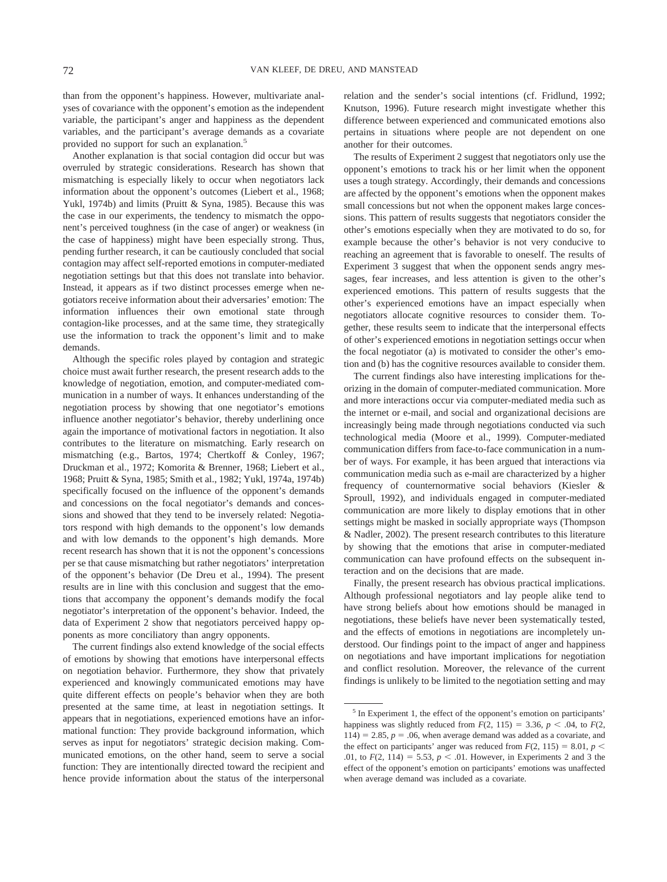than from the opponent's happiness. However, multivariate analyses of covariance with the opponent's emotion as the independent variable, the participant's anger and happiness as the dependent variables, and the participant's average demands as a covariate provided no support for such an explanation.[5]

Another explanation is that social contagion did occur but was overruled by strategic considerations. Research has shown that mismatching is especially likely to occur when negotiators lack information about the opponent's outcomes (Liebert et al., 1968; Yukl, 1974b) and limits (Pruitt & Syna, 1985). Because this was the case in our experiments, the tendency to mismatch the opponent's perceived toughness (in the case of anger) or weakness (in the case of happiness) might have been especially strong. Thus, pending further research, it can be cautiously concluded that social contagion may affect self-reported emotions in computer-mediated negotiation settings but that this does not translate into behavior. Instead, it appears as if two distinct processes emerge when negotiators receive information about their adversaries' emotion: The information influences their own emotional state through contagion-like processes, and at the same time, they strategically use the information to track the opponent's limit and to make demands.

Although the specific roles played by contagion and strategic choice must await further research, the present research adds to the knowledge of negotiation, emotion, and computer-mediated communication in a number of ways. It enhances understanding of the negotiation process by showing that one negotiator's emotions influence another negotiator's behavior, thereby underlining once again the importance of motivational factors in negotiation. It also contributes to the literature on mismatching. Early research on mismatching (e.g., Bartos, 1974; Chertkoff & Conley, 1967; Druckman et al., 1972; Komorita & Brenner, 1968; Liebert et al., 1968; Pruitt & Syna, 1985; Smith et al., 1982; Yukl, 1974a, 1974b) specifically focused on the influence of the opponent's demands and concessions on the focal negotiator's demands and concessions and showed that they tend to be inversely related: Negotiators respond with high demands to the opponent's low demands and with low demands to the opponent's high demands. More recent research has shown that it is not the opponent's concessions per se that cause mismatching but rather negotiators' interpretation of the opponent's behavior (De Dreu et al., 1994). The present results are in line with this conclusion and suggest that the emotions that accompany the opponent's demands modify the focal negotiator's interpretation of the opponent's behavior. Indeed, the data of Experiment 2 show that negotiators perceived happy opponents as more conciliatory than angry opponents.

The current findings also extend knowledge of the social effects of emotions by showing that emotions have interpersonal effects on negotiation behavior. Furthermore, they show that privately experienced and knowingly communicated emotions may have quite different effects on people's behavior when they are both presented at the same time, at least in negotiation settings. It appears that in negotiations, experienced emotions have an informational function: They provide background information, which serves as input for negotiators' strategic decision making. Communicated emotions, on the other hand, seem to serve a social function: They are intentionally directed toward the recipient and hence provide information about the status of the interpersonal relation and the sender's social intentions (cf. Fridlund, 1992; Knutson, 1996). Future research might investigate whether this difference between experienced and communicated emotions also pertains in situations where people are not dependent on one another for their outcomes.

The results of Experiment 2 suggest that negotiators only use the opponent's emotions to track his or her limit when the opponent uses a tough strategy. Accordingly, their demands and concessions are affected by the opponent's emotions when the opponent makes small concessions but not when the opponent makes large concessions. This pattern of results suggests that negotiators consider the other's emotions especially when they are motivated to do so, for example because the other's behavior is not very conducive to reaching an agreement that is favorable to oneself. The results of Experiment 3 suggest that when the opponent sends angry messages, fear increases, and less attention is given to the other's experienced emotions. This pattern of results suggests that the other's experienced emotions have an impact especially when negotiators allocate cognitive resources to consider them. Together, these results seem to indicate that the interpersonal effects of other's experienced emotions in negotiation settings occur when the focal negotiator (a) is motivated to consider the other's emotion and (b) has the cognitive resources available to consider them.

The current findings also have interesting implications for theorizing in the domain of computer-mediated communication. More and more interactions occur via computer-mediated media such as the internet or e-mail, and social and organizational decisions are increasingly being made through negotiations conducted via such technological media (Moore et al., 1999). Computer-mediated communication differs from face-to-face communication in a number of ways. For example, it has been argued that interactions via communication media such as e-mail are characterized by a higher frequency of counternormative social behaviors (Kiesler & Sproull, 1992), and individuals engaged in computer-mediated communication are more likely to display emotions that in other settings might be masked in socially appropriate ways (Thompson & Nadler, 2002). The present research contributes to this literature by showing that the emotions that arise in computer-mediated communication can have profound effects on the subsequent interaction and on the decisions that are made.

Finally, the present research has obvious practical implications. Although professional negotiators and lay people alike tend to have strong beliefs about how emotions should be managed in negotiations, these beliefs have never been systematically tested, and the effects of emotions in negotiations are incompletely understood. Our findings point to the impact of anger and happiness on negotiations and have important implications for negotiation and conflict resolution. Moreover, the relevance of the current findings is unlikely to be limited to the negotiation setting and may

[5] In Experiment 1, the effect of the opponent's emotion on participants' happiness was slightly reduced from $F(2, 115) = 3.36$, $p < .04$, to $F(2, 114) = 2.85$, $p = .06$, when average demand was added as a covariate, and the effect on participants' anger was reduced from $F(2, 115) = 8.01$, $p < .01$, to $F(2, 114) = 5.53$, $p < .01$. However, in Experiments 2 and 3 the effect of the opponent's emotion on participants' emotions was unaffected when average demand was included as a covariate.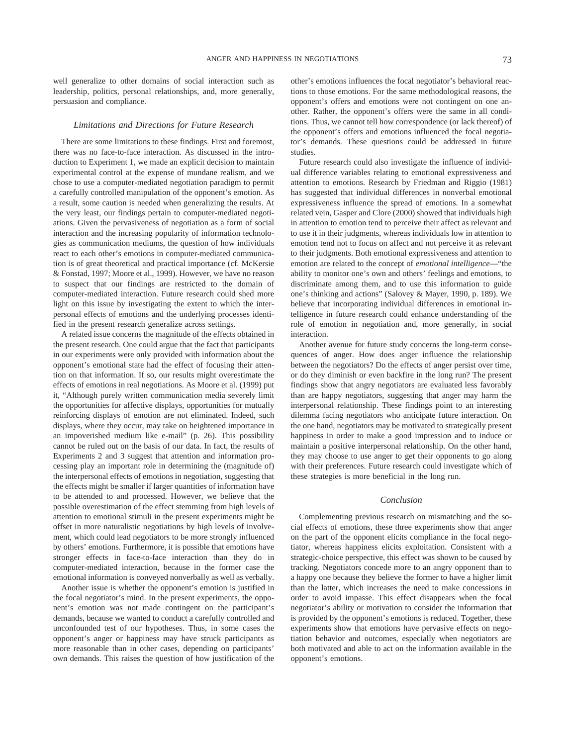well generalize to other domains of social interaction such as leadership, politics, personal relationships, and, more generally, persuasion and compliance.

### *Limitations and Directions for Future Research*

There are some limitations to these findings. First and foremost, there was no face-to-face interaction. As discussed in the introduction to Experiment 1, we made an explicit decision to maintain experimental control at the expense of mundane realism, and we chose to use a computer-mediated negotiation paradigm to permit a carefully controlled manipulation of the opponent's emotion. As a result, some caution is needed when generalizing the results. At the very least, our findings pertain to computer-mediated negotiations. Given the pervasiveness of negotiation as a form of social interaction and the increasing popularity of information technologies as communication mediums, the question of how individuals react to each other's emotions in computer-mediated communication is of great theoretical and practical importance (cf. McKersie & Fonstad, 1997; Moore et al., 1999). However, we have no reason to suspect that our findings are restricted to the domain of computer-mediated interaction. Future research could shed more light on this issue by investigating the extent to which the interpersonal effects of emotions and the underlying processes identified in the present research generalize across settings.

A related issue concerns the magnitude of the effects obtained in the present research. One could argue that the fact that participants in our experiments were only provided with information about the opponent's emotional state had the effect of focusing their attention on that information. If so, our results might overestimate the effects of emotions in real negotiations. As Moore et al. (1999) put it, "Although purely written communication media severely limit the opportunities for affective displays, opportunities for mutually reinforcing displays of emotion are not eliminated. Indeed, such displays, where they occur, may take on heightened importance in an impoverished medium like e-mail" (p. 26). This possibility cannot be ruled out on the basis of our data. In fact, the results of Experiments 2 and 3 suggest that attention and information processing play an important role in determining the (magnitude of) the interpersonal effects of emotions in negotiation, suggesting that the effects might be smaller if larger quantities of information have to be attended to and processed. However, we believe that the possible overestimation of the effect stemming from high levels of attention to emotional stimuli in the present experiments might be offset in more naturalistic negotiations by high levels of involvement, which could lead negotiators to be more strongly influenced by others' emotions. Furthermore, it is possible that emotions have stronger effects in face-to-face interaction than they do in computer-mediated interaction, because in the former case the emotional information is conveyed nonverbally as well as verbally.

Another issue is whether the opponent's emotion is justified in the focal negotiator's mind. In the present experiments, the opponent's emotion was not made contingent on the participant's demands, because we wanted to conduct a carefully controlled and unconfounded test of our hypotheses. Thus, in some cases the opponent's anger or happiness may have struck participants as more reasonable than in other cases, depending on participants' own demands. This raises the question of how justification of the other's emotions influences the focal negotiator's behavioral reactions to those emotions. For the same methodological reasons, the opponent's offers and emotions were not contingent on one another. Rather, the opponent's offers were the same in all conditions. Thus, we cannot tell how correspondence (or lack thereof) of the opponent's offers and emotions influenced the focal negotiator's demands. These questions could be addressed in future studies.

Future research could also investigate the influence of individual difference variables relating to emotional expressiveness and attention to emotions. Research by Friedman and Riggio (1981) has suggested that individual differences in nonverbal emotional expressiveness influence the spread of emotions. In a somewhat related vein, Gasper and Clore (2000) showed that individuals high in attention to emotion tend to perceive their affect as relevant and to use it in their judgments, whereas individuals low in attention to emotion tend not to focus on affect and not perceive it as relevant to their judgments. Both emotional expressiveness and attention to emotion are related to the concept of *emotional intelligence*—"the ability to monitor one's own and others' feelings and emotions, to discriminate among them, and to use this information to guide one's thinking and actions" (Salovey & Mayer, 1990, p. 189). We believe that incorporating individual differences in emotional intelligence in future research could enhance understanding of the role of emotion in negotiation and, more generally, in social interaction.

Another avenue for future study concerns the long-term consequences of anger. How does anger influence the relationship between the negotiators? Do the effects of anger persist over time, or do they diminish or even backfire in the long run? The present findings show that angry negotiators are evaluated less favorably than are happy negotiators, suggesting that anger may harm the interpersonal relationship. These findings point to an interesting dilemma facing negotiators who anticipate future interaction. On the one hand, negotiators may be motivated to strategically present happiness in order to make a good impression and to induce or maintain a positive interpersonal relationship. On the other hand, they may choose to use anger to get their opponents to go along with their preferences. Future research could investigate which of these strategies is more beneficial in the long run.

### *Conclusion*

Complementing previous research on mismatching and the social effects of emotions, these three experiments show that anger on the part of the opponent elicits compliance in the focal negotiator, whereas happiness elicits exploitation. Consistent with a strategic-choice perspective, this effect was shown to be caused by tracking. Negotiators concede more to an angry opponent than to a happy one because they believe the former to have a higher limit than the latter, which increases the need to make concessions in order to avoid impasse. This effect disappears when the focal negotiator's ability or motivation to consider the information that is provided by the opponent's emotions is reduced. Together, these experiments show that emotions have pervasive effects on negotiation behavior and outcomes, especially when negotiators are both motivated and able to act on the information available in the opponent's emotions.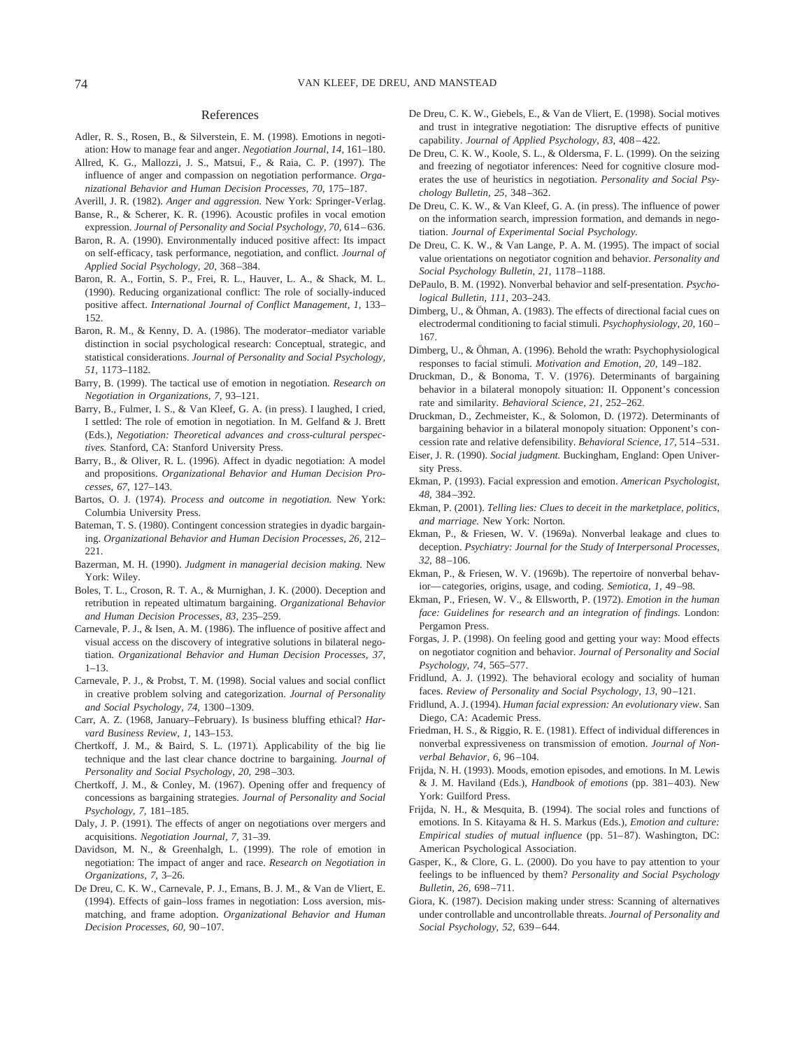## References

Adler, R. S., Rosen, B., & Silverstein, E. M. (1998). Emotions in negotiation: How to manage fear and anger. *Negotiation Journal, 14,* 161–180.

Allred, K. G., Mallozzi, J. S., Matsui, F., & Raia, C. P. (1997). The influence of anger and compassion on negotiation performance. *Organizational Behavior and Human Decision Processes, 70,* 175–187.

Averill, J. R. (1982). *Anger and aggression.* New York: Springer-Verlag.

Banse, R., & Scherer, K. R. (1996). Acoustic profiles in vocal emotion expression. *Journal of Personality and Social Psychology, 70,* 614–636.

Baron, R. A. (1990). Environmentally induced positive affect: Its impact on self-efficacy, task performance, negotiation, and conflict. *Journal of Applied Social Psychology, 20,* 368–384.

Baron, R. A., Fortin, S. P., Frei, R. L., Hauver, L. A., & Shack, M. L. (1990). Reducing organizational conflict: The role of socially-induced positive affect. *International Journal of Conflict Management, 1,* 133–152.

Baron, R. M., & Kenny, D. A. (1986). The moderator–mediator variable distinction in social psychological research: Conceptual, strategic, and statistical considerations. *Journal of Personality and Social Psychology, 51,* 1173–1182.

Barry, B. (1999). The tactical use of emotion in negotiation. *Research on Negotiation in Organizations, 7,* 93–121.

Barry, B., Fulmer, I. S., & Van Kleef, G. A. (in press). I laughed, I cried, I settled: The role of emotion in negotiation. In M. Gelfand & J. Brett (Eds.), *Negotiation: Theoretical advances and cross-cultural perspectives.* Stanford, CA: Stanford University Press.

Barry, B., & Oliver, R. L. (1996). Affect in dyadic negotiation: A model and propositions. *Organizational Behavior and Human Decision Processes, 67,* 127–143.

Bartos, O. J. (1974). *Process and outcome in negotiation.* New York: Columbia University Press.

Bateman, T. S. (1980). Contingent concession strategies in dyadic bargaining. *Organizational Behavior and Human Decision Processes, 26,* 212–221.

Bazerman, M. H. (1990). *Judgment in managerial decision making.* New York: Wiley.

Boles, T. L., Croson, R. T. A., & Murnighan, J. K. (2000). Deception and retribution in repeated ultimatum bargaining. *Organizational Behavior and Human Decision Processes, 83,* 235–259.

Carnevale, P. J., & Isen, A. M. (1986). The influence of positive affect and visual access on the discovery of integrative solutions in bilateral negotiation. *Organizational Behavior and Human Decision Processes, 37,* 1–13.

Carnevale, P. J., & Probst, T. M. (1998). Social values and social conflict in creative problem solving and categorization. *Journal of Personality and Social Psychology, 74,* 1300–1309.

Carr, A. Z. (1968, January–February). Is business bluffing ethical? *Harvard Business Review, 1,* 143–153.

Chertkoff, J. M., & Baird, S. L. (1971). Applicability of the big lie technique and the last clear chance doctrine to bargaining. *Journal of Personality and Social Psychology, 20,* 298–303.

Chertkoff, J. M., & Conley, M. (1967). Opening offer and frequency of concessions as bargaining strategies. *Journal of Personality and Social Psychology, 7,* 181–185.

Daly, J. P. (1991). The effects of anger on negotiations over mergers and acquisitions. *Negotiation Journal, 7,* 31–39.

Davidson, M. N., & Greenhalgh, L. (1999). The role of emotion in negotiation: The impact of anger and race. *Research on Negotiation in Organizations, 7,* 3–26.

De Dreu, C. K. W., Carnevale, P. J., Emans, B. J. M., & Van de Vliert, E. (1994). Effects of gain–loss frames in negotiation: Loss aversion, mismatching, and frame adoption. *Organizational Behavior and Human Decision Processes, 60,* 90–107.

De Dreu, C. K. W., Giebels, E., & Van de Vliert, E. (1998). Social motives and trust in integrative negotiation: The disruptive effects of punitive capability. *Journal of Applied Psychology, 83,* 408–422.

De Dreu, C. K. W., Koole, S. L., & Oldersma, F. L. (1999). On the seizing and freezing of negotiator inferences: Need for cognitive closure moderates the use of heuristics in negotiation. *Personality and Social Psychology Bulletin, 25,* 348–362.

De Dreu, C. K. W., & Van Kleef, G. A. (in press). The influence of power on the information search, impression formation, and demands in negotiation. *Journal of Experimental Social Psychology.*

De Dreu, C. K. W., & Van Lange, P. A. M. (1995). The impact of social value orientations on negotiator cognition and behavior. *Personality and Social Psychology Bulletin, 21,* 1178–1188.

DePaulo, B. M. (1992). Nonverbal behavior and self-presentation. *Psychological Bulletin, 111,* 203–243.

Dimberg, U., & Öhman, A. (1983). The effects of directional facial cues on electrodermal conditioning to facial stimuli. *Psychophysiology, 20,* 160–167.

Dimberg, U., & Öhman, A. (1996). Behold the wrath: Psychophysiological responses to facial stimuli. *Motivation and Emotion, 20,* 149–182.

Druckman, D., & Bonoma, T. V. (1976). Determinants of bargaining behavior in a bilateral monopoly situation: II. Opponent's concession rate and similarity. *Behavioral Science, 21,* 252–262.

Druckman, D., Zechmeister, K., & Solomon, D. (1972). Determinants of bargaining behavior in a bilateral monopoly situation: Opponent's concession rate and relative defensibility. *Behavioral Science, 17,* 514–531.

Eiser, J. R. (1990). *Social judgment.* Buckingham, England: Open University Press.

Ekman, P. (1993). Facial expression and emotion. *American Psychologist, 48,* 384–392.

Ekman, P. (2001). *Telling lies: Clues to deceit in the marketplace, politics, and marriage.* New York: Norton.

Ekman, P., & Friesen, W. V. (1969a). Nonverbal leakage and clues to deception. *Psychiatry: Journal for the Study of Interpersonal Processes, 32,* 88–106.

Ekman, P., & Friesen, W. V. (1969b). The repertoire of nonverbal behavior—categories, origins, usage, and coding. *Semiotica, 1,* 49–98.

Ekman, P., Friesen, W. V., & Ellsworth, P. (1972). *Emotion in the human face: Guidelines for research and an integration of findings.* London: Pergamon Press.

Forgas, J. P. (1998). On feeling good and getting your way: Mood effects on negotiator cognition and behavior. *Journal of Personality and Social Psychology, 74,* 565–577.

Fridlund, A. J. (1992). The behavioral ecology and sociality of human faces. *Review of Personality and Social Psychology, 13,* 90–121.

Fridlund, A. J. (1994). *Human facial expression: An evolutionary view.* San Diego, CA: Academic Press.

Friedman, H. S., & Riggio, R. E. (1981). Effect of individual differences in nonverbal expressiveness on transmission of emotion. *Journal of Nonverbal Behavior, 6,* 96–104.

Frijda, N. H. (1993). Moods, emotion episodes, and emotions. In M. Lewis & J. M. Haviland (Eds.), *Handbook of emotions* (pp. 381–403). New York: Guilford Press.

Frijda, N. H., & Mesquita, B. (1994). The social roles and functions of emotions. In S. Kitayama & H. S. Markus (Eds.), *Emotion and culture: Empirical studies of mutual influence* (pp. 51–87). Washington, DC: American Psychological Association.

Gasper, K., & Clore, G. L. (2000). Do you have to pay attention to your feelings to be influenced by them? *Personality and Social Psychology Bulletin, 26,* 698–711.

Giora, K. (1987). Decision making under stress: Scanning of alternatives under controllable and uncontrollable threats. *Journal of Personality and Social Psychology, 52,* 639–644.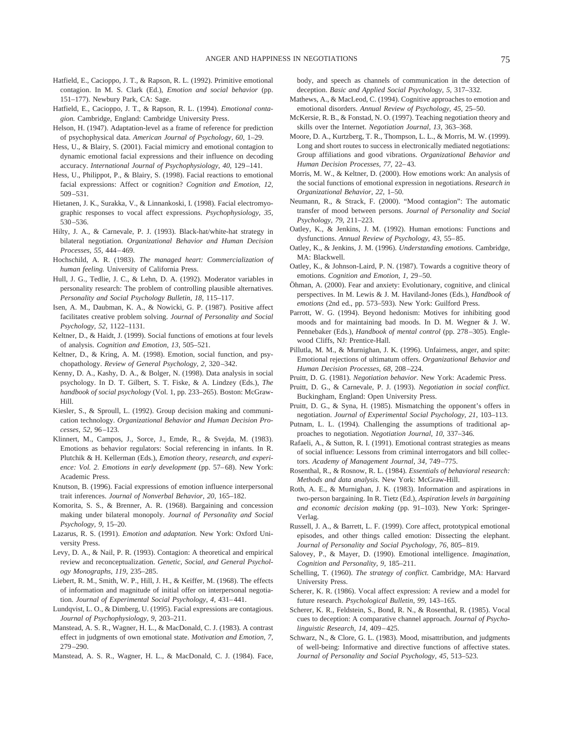Hatfield, E., Cacioppo, J. T., & Rapson, R. L. (1992). Primitive emotional contagion. In M. S. Clark (Ed.), *Emotion and social behavior* (pp. 151–177). Newbury Park, CA: Sage.

Hatfield, E., Cacioppo, J. T., & Rapson, R. L. (1994). *Emotional contagion.* Cambridge, England: Cambridge University Press.

Helson, H. (1947). Adaptation-level as a frame of reference for prediction of psychophysical data. *American Journal of Psychology, 60,* 1–29.

Hess, U., & Blairy, S. (2001). Facial mimicry and emotional contagion to dynamic emotional facial expressions and their influence on decoding accuracy. *International Journal of Psychophysiology, 40,* 129–141.

Hess, U., Philippot, P., & Blairy, S. (1998). Facial reactions to emotional facial expressions: Affect or cognition? *Cognition and Emotion, 12,* 509–531.

Hietanen, J. K., Surakka, V., & Linnankoski, I. (1998). Facial electromyographic responses to vocal affect expressions. *Psychophysiology, 35,* 530–536.

Hilty, J. A., & Carnevale, P. J. (1993). Black-hat/white-hat strategy in bilateral negotiation. *Organizational Behavior and Human Decision Processes, 55,* 444–469.

Hochschild, A. R. (1983). *The managed heart: Commercialization of human feeling.* University of California Press.

Hull, J. G., Tedlie, J. C., & Lehn, D. A. (1992). Moderator variables in personality research: The problem of controlling plausible alternatives. *Personality and Social Psychology Bulletin, 18,* 115–117.

Isen, A. M., Daubman, K. A., & Nowicki, G. P. (1987). Positive affect facilitates creative problem solving. *Journal of Personality and Social Psychology, 52,* 1122–1131.

Keltner, D., & Haidt, J. (1999). Social functions of emotions at four levels of analysis. *Cognition and Emotion, 13,* 505–521.

Keltner, D., & Kring, A. M. (1998). Emotion, social function, and psychopathology. *Review of General Psychology, 2,* 320–342.

Kenny, D. A., Kashy, D. A., & Bolger, N. (1998). Data analysis in social psychology. In D. T. Gilbert, S. T. Fiske, & A. Lindzey (Eds.), *The handbook of social psychology* (Vol. 1, pp. 233–265). Boston: McGraw-Hill.

Kiesler, S., & Sproull, L. (1992). Group decision making and communication technology. *Organizational Behavior and Human Decision Processes, 52,* 96–123.

Klinnert, M., Campos, J., Sorce, J., Emde, R., & Svejda, M. (1983). Emotions as behavior regulators: Social referencing in infants. In R. Plutchik & H. Kellerman (Eds.), *Emotion theory, research, and experience: Vol. 2. Emotions in early development* (pp. 57–68). New York: Academic Press.

Knutson, B. (1996). Facial expressions of emotion influence interpersonal trait inferences. *Journal of Nonverbal Behavior, 20,* 165–182.

Komorita, S. S., & Brenner, A. R. (1968). Bargaining and concession making under bilateral monopoly. *Journal of Personality and Social Psychology, 9,* 15–20.

Lazarus, R. S. (1991). *Emotion and adaptation.* New York: Oxford University Press.

Levy, D. A., & Nail, P. R. (1993). Contagion: A theoretical and empirical review and reconceptualization. *Genetic, Social, and General Psychology Monographs, 119,* 235–285.

Liebert, R. M., Smith, W. P., Hill, J. H., & Keiffer, M. (1968). The effects of information and magnitude of initial offer on interpersonal negotiation. *Journal of Experimental Social Psychology, 4,* 431–441.

Lundqvist, L. O., & Dimberg, U. (1995). Facial expressions are contagious. *Journal of Psychophysiology, 9,* 203–211.

Manstead, A. S. R., Wagner, H. L., & MacDonald, C. J. (1983). A contrast effect in judgments of own emotional state. *Motivation and Emotion, 7,* 279–290.

Manstead, A. S. R., Wagner, H. L., & MacDonald, C. J. (1984). Face, body, and speech as channels of communication in the detection of deception. *Basic and Applied Social Psychology, 5,* 317–332.

Mathews, A., & MacLeod, C. (1994). Cognitive approaches to emotion and emotional disorders. *Annual Review of Psychology, 45,* 25–50.

McKersie, R. B., & Fonstad, N. O. (1997). Teaching negotiation theory and skills over the Internet. *Negotiation Journal, 13,* 363–368.

Moore, D. A., Kurtzberg, T. R., Thompson, L. L., & Morris, M. W. (1999). Long and short routes to success in electronically mediated negotiations: Group affiliations and good vibrations. *Organizational Behavior and Human Decision Processes, 77,* 22–43.

Morris, M. W., & Keltner, D. (2000). How emotions work: An analysis of the social functions of emotional expression in negotiations. *Research in Organizational Behavior, 22,* 1–50.

Neumann, R., & Strack, F. (2000). "Mood contagion": The automatic transfer of mood between persons. *Journal of Personality and Social Psychology, 79,* 211–223.

Oatley, K., & Jenkins, J. M. (1992). Human emotions: Functions and dysfunctions. *Annual Review of Psychology, 43,* 55–85.

Oatley, K., & Jenkins, J. M. (1996). *Understanding emotions.* Cambridge, MA: Blackwell.

Oatley, K., & Johnson-Laird, P. N. (1987). Towards a cognitive theory of emotions. *Cognition and Emotion, 1,* 29–50.

Öhman, A. (2000). Fear and anxiety: Evolutionary, cognitive, and clinical perspectives. In M. Lewis & J. M. Haviland-Jones (Eds.), *Handbook of emotions* (2nd ed., pp. 573–593). New York: Guilford Press.

Parrott, W. G. (1994). Beyond hedonism: Motives for inhibiting good moods and for maintaining bad moods. In D. M. Wegner & J. W. Pennebaker (Eds.), *Handbook of mental control* (pp. 278–305). Englewood Cliffs, NJ: Prentice-Hall.

Pillutla, M. M., & Murnighan, J. K. (1996). Unfairness, anger, and spite: Emotional rejections of ultimatum offers. *Organizational Behavior and Human Decision Processes, 68,* 208–224.

Pruitt, D. G. (1981). *Negotiation behavior.* New York: Academic Press.

Pruitt, D. G., & Carnevale, P. J. (1993). *Negotiation in social conflict.* Buckingham, England: Open University Press.

Pruitt, D. G., & Syna, H. (1985). Mismatching the opponent's offers in negotiation. *Journal of Experimental Social Psychology, 21,* 103–113.

Putnam, L. L. (1994). Challenging the assumptions of traditional approaches to negotiation. *Negotiation Journal, 10,* 337–346.

Rafaeli, A., & Sutton, R. I. (1991). Emotional contrast strategies as means of social influence: Lessons from criminal interrogators and bill collectors. *Academy of Management Journal, 34,* 749–775.

Rosenthal, R., & Rosnow, R. L. (1984). *Essentials of behavioral research: Methods and data analysis.* New York: McGraw-Hill.

Roth, A. E., & Murnighan, J. K. (1983). Information and aspirations in two-person bargaining. In R. Tietz (Ed.), *Aspiration levels in bargaining and economic decision making* (pp. 91–103). New York: Springer-Verlag.

Russell, J. A., & Barrett, L. F. (1999). Core affect, prototypical emotional episodes, and other things called emotion: Dissecting the elephant. *Journal of Personality and Social Psychology, 76,* 805–819.

Salovey, P., & Mayer, D. (1990). Emotional intelligence. *Imagination, Cognition and Personality, 9,* 185–211.

Schelling, T. (1960). *The strategy of conflict.* Cambridge, MA: Harvard University Press.

Scherer, K. R. (1986). Vocal affect expression: A review and a model for future research. *Psychological Bulletin, 99,* 143–165.

Scherer, K. R., Feldstein, S., Bond, R. N., & Rosenthal, R. (1985). Vocal cues to deception: A comparative channel approach. *Journal of Psycholinguistic Research, 14,* 409–425.

Schwarz, N., & Clore, G. L. (1983). Mood, misattribution, and judgments of well-being: Informative and directive functions of affective states. *Journal of Personality and Social Psychology, 45,* 513–523.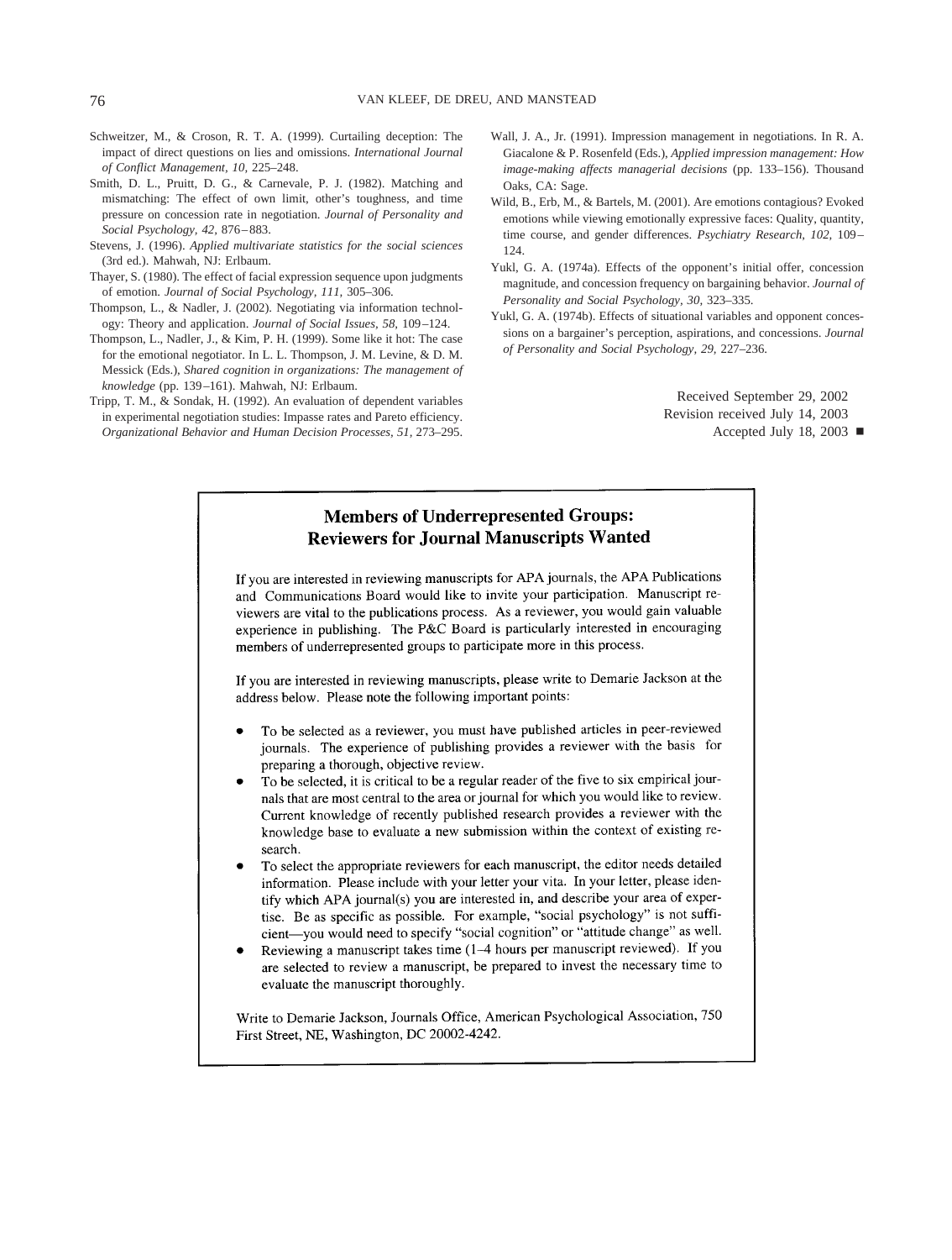Schweitzer, M., & Croson, R. T. A. (1999). Curtailing deception: The impact of direct questions on lies and omissions. *International Journal of Conflict Management, 10,* 225–248.

Smith, D. L., Pruitt, D. G., & Carnevale, P. J. (1982). Matching and mismatching: The effect of own limit, other's toughness, and time pressure on concession rate in negotiation. *Journal of Personality and Social Psychology, 42,* 876–883.

Stevens, J. (1996). *Applied multivariate statistics for the social sciences* (3rd ed.). Mahwah, NJ: Erlbaum.

Thayer, S. (1980). The effect of facial expression sequence upon judgments of emotion. *Journal of Social Psychology, 111,* 305–306.

Thompson, L., & Nadler, J. (2002). Negotiating via information technology: Theory and application. *Journal of Social Issues, 58,* 109–124.

Thompson, L., Nadler, J., & Kim, P. H. (1999). Some like it hot: The case for the emotional negotiator. In L. L. Thompson, J. M. Levine, & D. M. Messick (Eds.), *Shared cognition in organizations: The management of knowledge* (pp. 139–161). Mahwah, NJ: Erlbaum.

Tripp, T. M., & Sondak, H. (1992). An evaluation of dependent variables in experimental negotiation studies: Impasse rates and Pareto efficiency. *Organizational Behavior and Human Decision Processes, 51,* 273–295.

Wall, J. A., Jr. (1991). Impression management in negotiations. In R. A. Giacalone & P. Rosenfeld (Eds.), *Applied impression management: How image-making affects managerial decisions* (pp. 133–156). Thousand Oaks, CA: Sage.

Wild, B., Erb, M., & Bartels, M. (2001). Are emotions contagious? Evoked emotions while viewing emotionally expressive faces: Quality, quantity, time course, and gender differences. *Psychiatry Research, 102,* 109–124.

Yukl, G. A. (1974a). Effects of the opponent's initial offer, concession magnitude, and concession frequency on bargaining behavior. *Journal of Personality and Social Psychology, 30,* 323–335.

Yukl, G. A. (1974b). Effects of situational variables and opponent concessions on a bargainer's perception, aspirations, and concessions. *Journal of Personality and Social Psychology, 29,* 227–236.

Received September 29, 2002
Revision received July 14, 2003
Accepted July 18, 2003 ■

## Members of Underrepresented Groups: Reviewers for Journal Manuscripts Wanted

If you are interested in reviewing manuscripts for APA journals, the APA Publications and Communications Board would like to invite your participation. Manuscript reviewers are vital to the publications process. As a reviewer, you would gain valuable experience in publishing. The P&C Board is particularly interested in encouraging members of underrepresented groups to participate more in this process.

If you are interested in reviewing manuscripts, please write to Demarie Jackson at the address below. Please note the following important points:

- To be selected as a reviewer, you must have published articles in peer-reviewed journals. The experience of publishing provides a reviewer with the basis for preparing a thorough, objective review.
- To be selected, it is critical to be a regular reader of the five to six empirical journals that are most central to the area or journal for which you would like to review. Current knowledge of recently published research provides a reviewer with the knowledge base to evaluate a new submission within the context of existing research.
- To select the appropriate reviewers for each manuscript, the editor needs detailed information. Please include with your letter your vita. In your letter, please identify which APA journal(s) you are interested in, and describe your area of expertise. Be as specific as possible. For example, "social psychology" is not sufficient—you would need to specify "social cognition" or "attitude change" as well.
- Reviewing a manuscript takes time (1–4 hours per manuscript reviewed). If you are selected to review a manuscript, be prepared to invest the necessary time to evaluate the manuscript thoroughly.

Write to Demarie Jackson, Journals Office, American Psychological Association, 750 First Street, NE, Washington, DC 20002-4242.